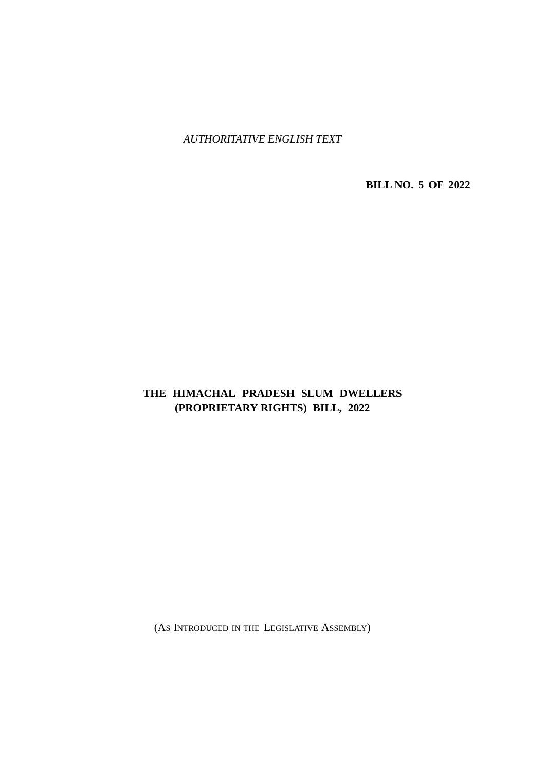*AUTHORITATIVE ENGLISH TEXT*

**BILL NO. 5 OF 2022**

# THE HIMACHAL PRADESH SLUM DWELLERS (PROPRIETARY RIGHTS) BILL, 2022

(AS INTRODUCED IN THE LEGISLATIVE ASSEMBLY)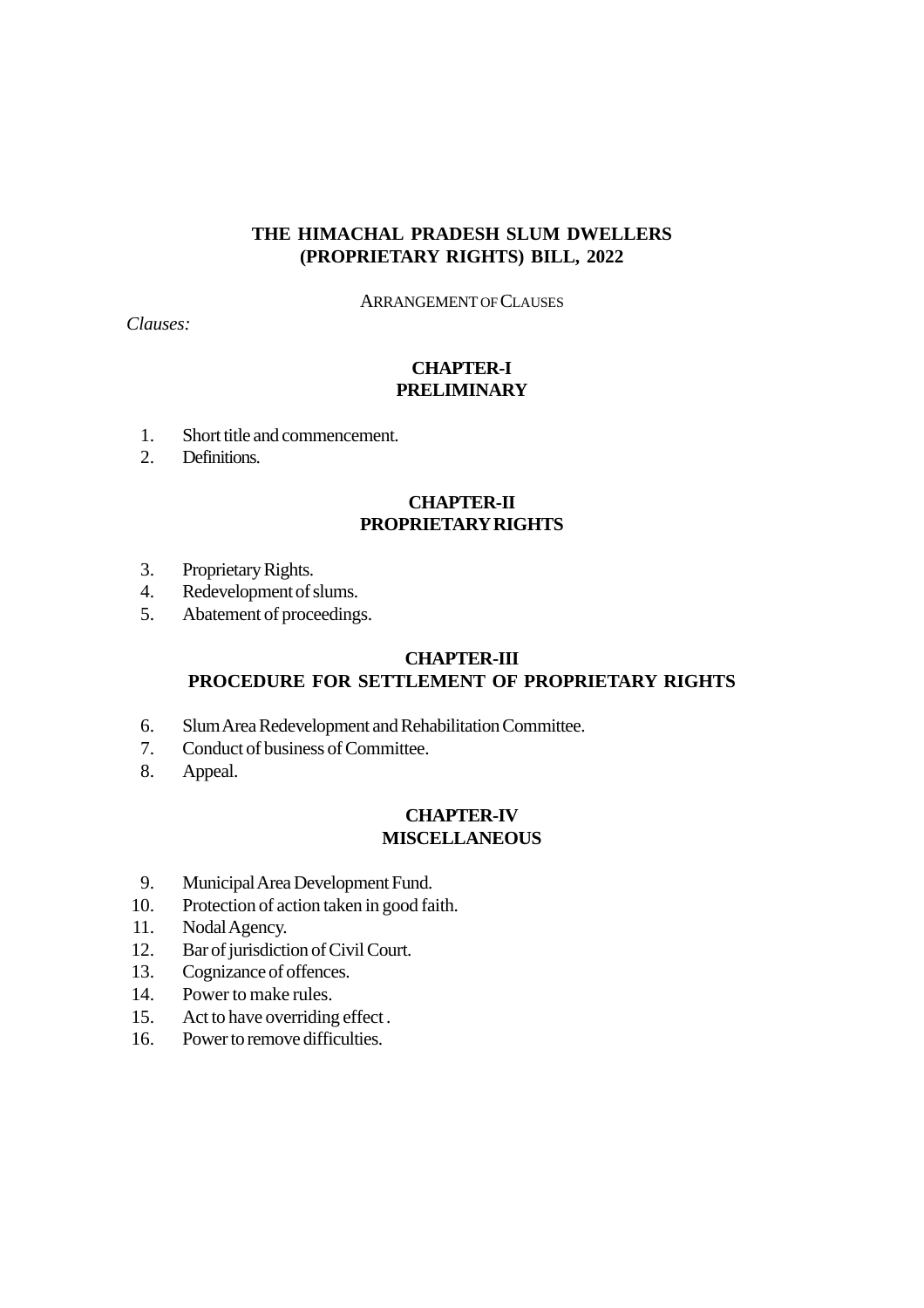# THE HIMACHAL PRADESH SLUM DWELLERS (PROPRIETARY RIGHTS) BILL, 2022

ARRANGEMENT OF CLAUSES

*Clauses:*

## CHAPTER-I
## PRELIMINARY

1. Short title and commencement.
2. Definitions.

## CHAPTER-II
## PROPRIETARY RIGHTS

3. Proprietary Rights.
4. Redevelopment of slums.
5. Abatement of proceedings.

## CHAPTER-III
## PROCEDURE FOR SETTLEMENT OF PROPRIETARY RIGHTS

6. Slum Area Redevelopment and Rehabilitation Committee.
7. Conduct of business of Committee.
8. Appeal.

## CHAPTER-IV
## MISCELLANEOUS

9. Municipal Area Development Fund.
10. Protection of action taken in good faith.
11. Nodal Agency.
12. Bar of jurisdiction of Civil Court.
13. Cognizance of offences.
14. Power to make rules.
15. Act to have overriding effect .
16. Power to remove difficulties.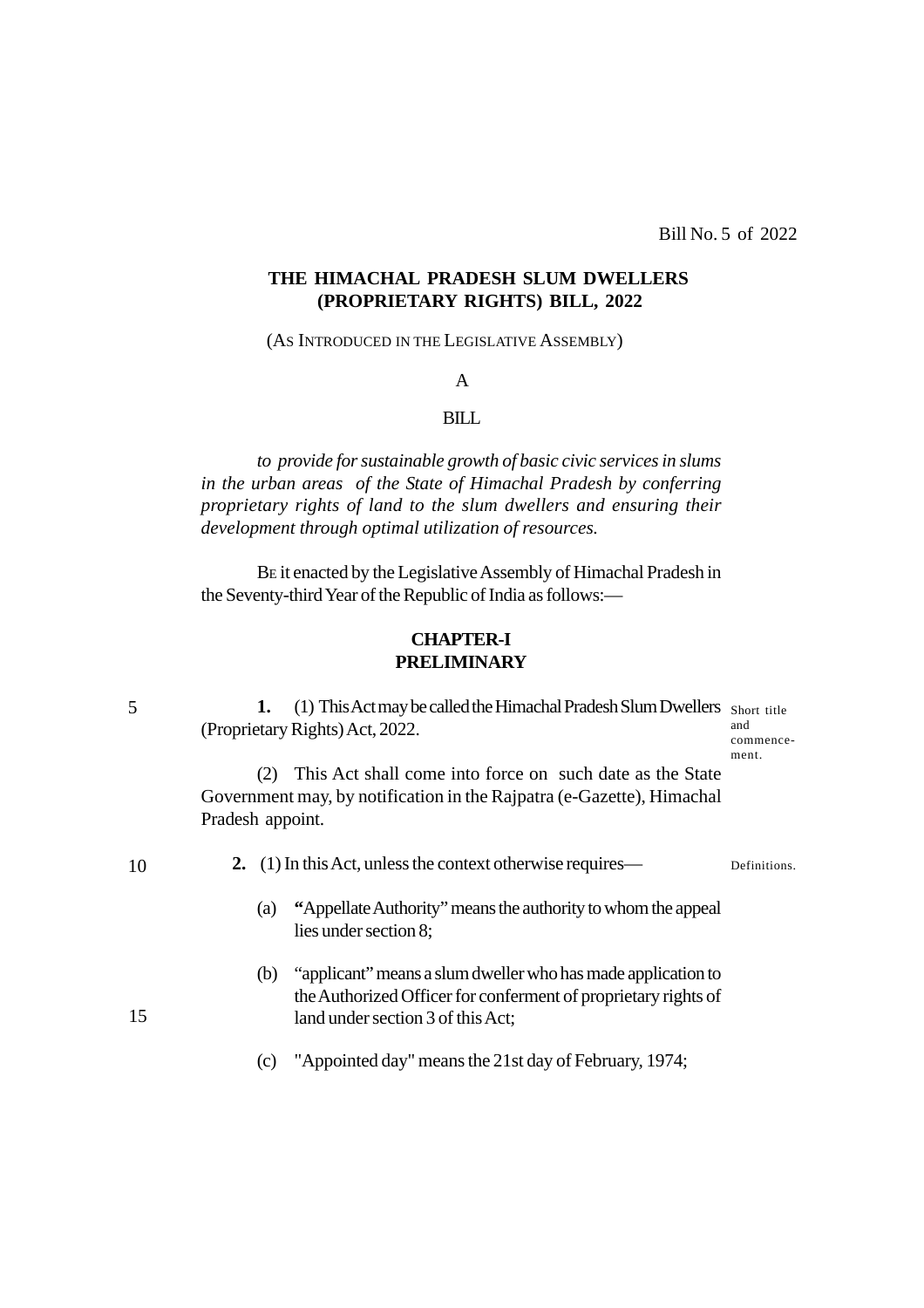Bill No. 5 of 2022

## THE HIMACHAL PRADESH SLUM DWELLERS (PROPRIETARY RIGHTS) BILL, 2022

(AS INTRODUCED IN THE LEGISLATIVE ASSEMBLY)

A

BILL

*to provide for sustainable growth of basic civic services in slums in the urban areas of the State of Himachal Pradesh by conferring proprietary rights of land to the slum dwellers and ensuring their development through optimal utilization of resources.*

BE it enacted by the Legislative Assembly of Himachal Pradesh in the Seventy-third Year of the Republic of India as follows:—

### CHAPTER-I PRELIMINARY

Short title and commencement.

**1.** (1) This Act may be called the Himachal Pradesh Slum Dwellers (Proprietary Rights) Act, 2022.

(2) This Act shall come into force on such date as the State Government may, by notification in the Rajpatra (e-Gazette), Himachal Pradesh appoint.

Definitions.

**2.** (1) In this Act, unless the context otherwise requires—

(a) **"**Appellate Authority" means the authority to whom the appeal lies under section 8;

(b) "applicant" means a slum dweller who has made application to the Authorized Officer for conferment of proprietary rights of land under section 3 of this Act;

(c) "Appointed day" means the 21st day of February, 1974;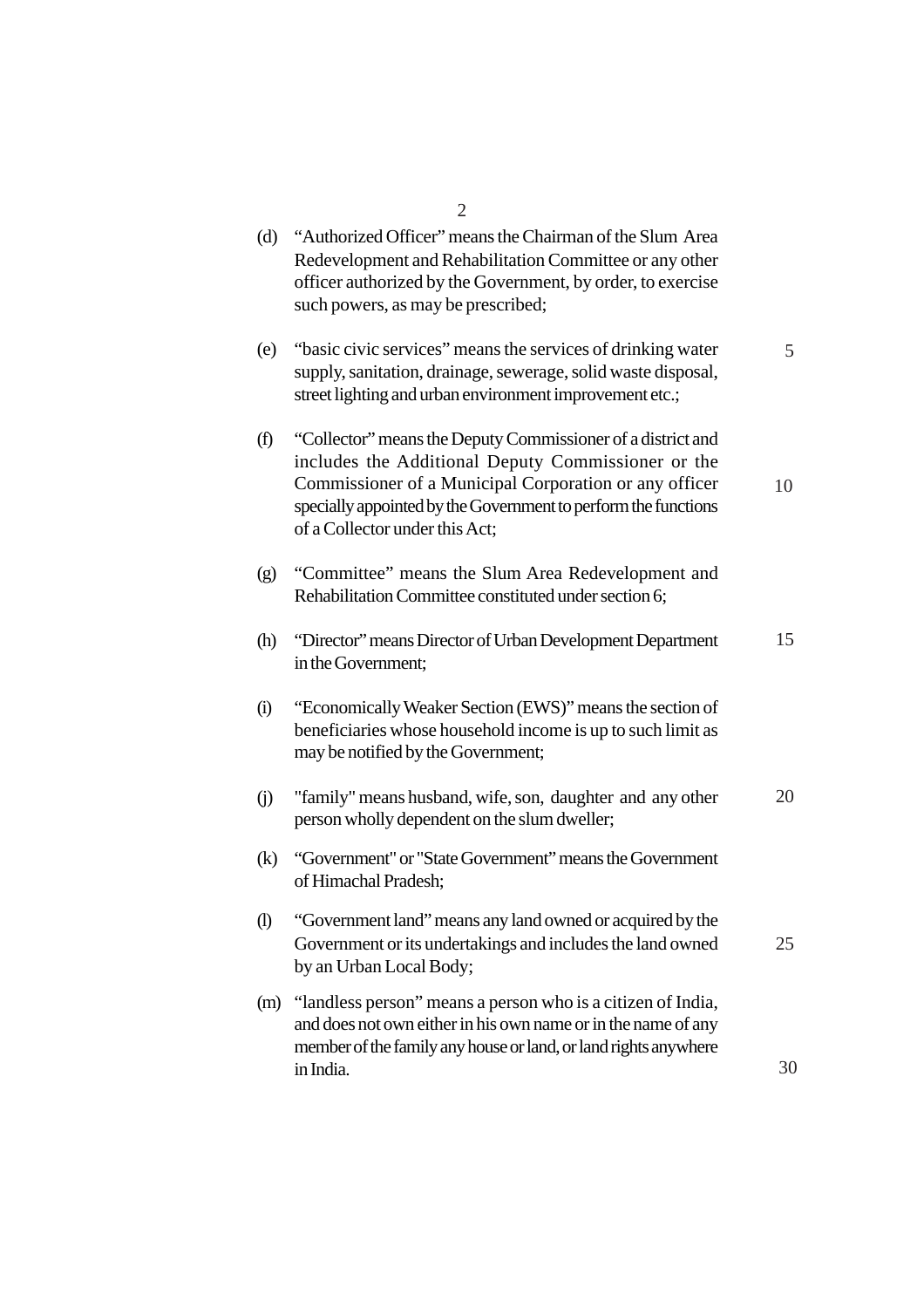(d) "Authorized Officer" means the Chairman of the Slum Area Redevelopment and Rehabilitation Committee or any other officer authorized by the Government, by order, to exercise such powers, as may be prescribed;

(e) "basic civic services" means the services of drinking water supply, sanitation, drainage, sewerage, solid waste disposal, street lighting and urban environment improvement etc.;

(f) "Collector" means the Deputy Commissioner of a district and includes the Additional Deputy Commissioner or the Commissioner of a Municipal Corporation or any officer specially appointed by the Government to perform the functions of a Collector under this Act;

(g) "Committee" means the Slum Area Redevelopment and Rehabilitation Committee constituted under section 6;

(h) "Director" means Director of Urban Development Department in the Government;

(i) "Economically Weaker Section (EWS)" means the section of beneficiaries whose household income is up to such limit as may be notified by the Government;

(j) "family" means husband, wife, son, daughter and any other person wholly dependent on the slum dweller;

(k) "Government" or "State Government" means the Government of Himachal Pradesh;

(l) "Government land" means any land owned or acquired by the Government or its undertakings and includes the land owned by an Urban Local Body;

(m) "landless person" means a person who is a citizen of India, and does not own either in his own name or in the name of any member of the family any house or land, or land rights anywhere in India.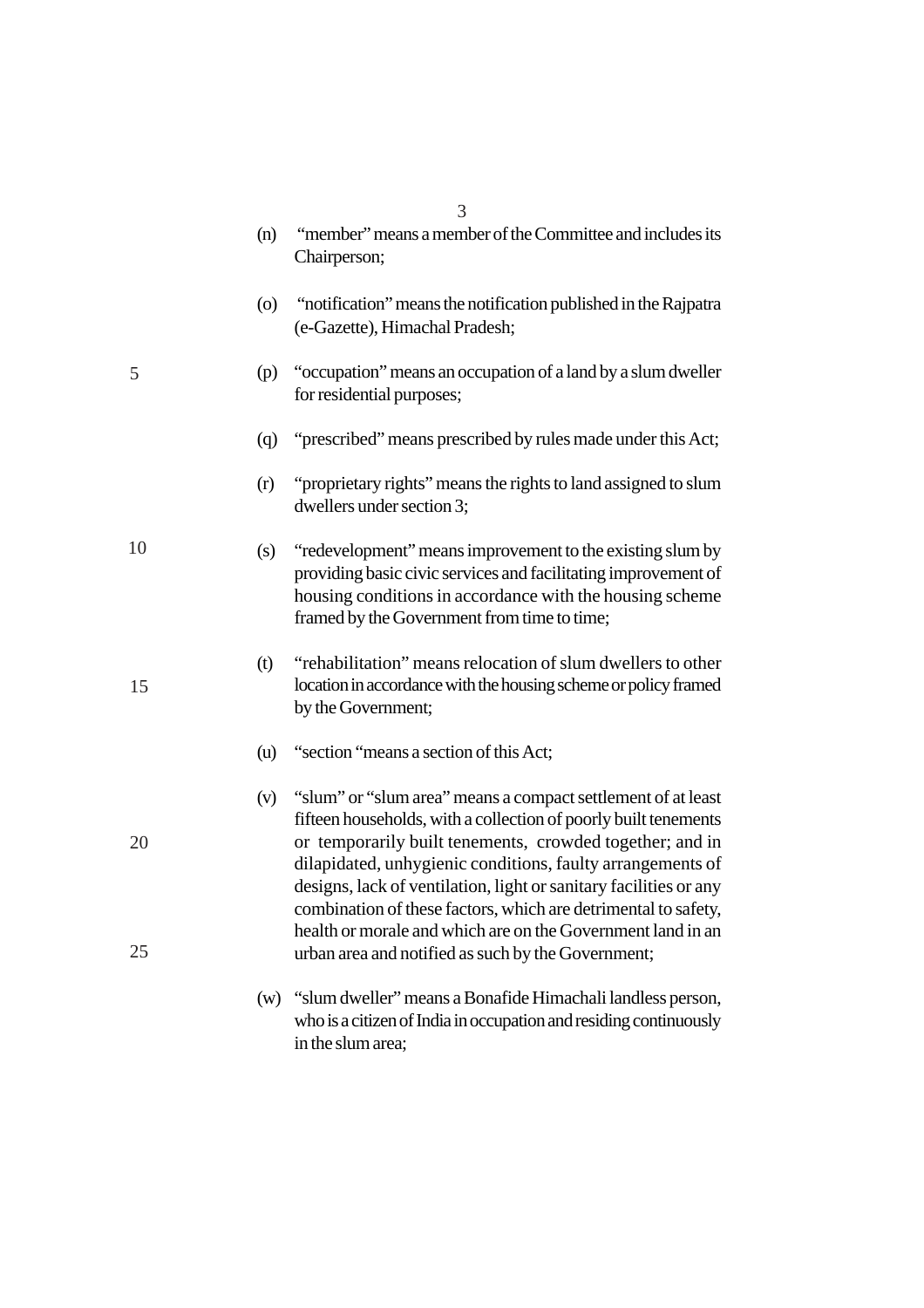(n) "member" means a member of the Committee and includes its Chairperson;

(o) "notification" means the notification published in the Rajpatra (e-Gazette), Himachal Pradesh;

(p) "occupation" means an occupation of a land by a slum dweller for residential purposes;

(q) "prescribed" means prescribed by rules made under this Act;

(r) "proprietary rights" means the rights to land assigned to slum dwellers under section 3;

(s) "redevelopment" means improvement to the existing slum by providing basic civic services and facilitating improvement of housing conditions in accordance with the housing scheme framed by the Government from time to time;

(t) "rehabilitation" means relocation of slum dwellers to other location in accordance with the housing scheme or policy framed by the Government;

(u) "section "means a section of this Act;

(v) "slum" or "slum area" means a compact settlement of at least fifteen households, with a collection of poorly built tenements or temporarily built tenements, crowded together; and in dilapidated, unhygienic conditions, faulty arrangements of designs, lack of ventilation, light or sanitary facilities or any combination of these factors, which are detrimental to safety, health or morale and which are on the Government land in an urban area and notified as such by the Government;

(w) "slum dweller" means a Bonafide Himachali landless person, who is a citizen of India in occupation and residing continuously in the slum area;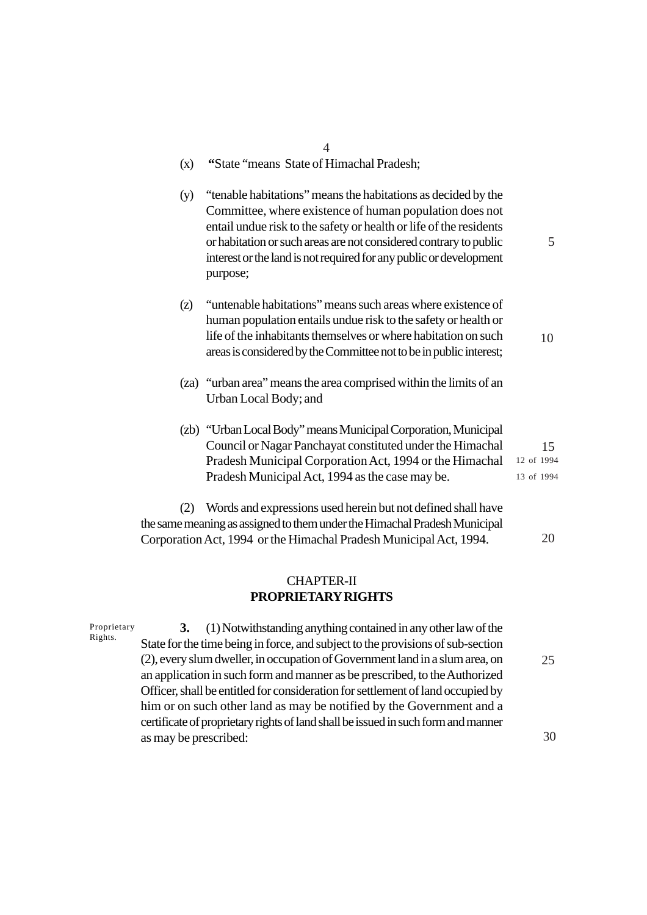(x) **"**State "means State of Himachal Pradesh;

(y) "tenable habitations" means the habitations as decided by the Committee, where existence of human population does not entail undue risk to the safety or health or life of the residents or habitation or such areas are not considered contrary to public interest or the land is not required for any public or development purpose;

(z) "untenable habitations" means such areas where existence of human population entails undue risk to the safety or health or life of the inhabitants themselves or where habitation on such areas is considered by the Committee not to be in public interest;

(za) "urban area" means the area comprised within the limits of an Urban Local Body; and

(zb) "Urban Local Body" means Municipal Corporation, Municipal Council or Nagar Panchayat constituted under the Himachal Pradesh Municipal Corporation Act, 1994 or the Himachal Pradesh Municipal Act, 1994 as the case may be. (12 of 1994) (13 of 1994)

(2) Words and expressions used herein but not defined shall have the same meaning as assigned to them under the Himachal Pradesh Municipal Corporation Act, 1994 or the Himachal Pradesh Municipal Act, 1994.

## CHAPTER-II
## PROPRIETARY RIGHTS

Proprietary Rights.

**3.** (1) Notwithstanding anything contained in any other law of the State for the time being in force, and subject to the provisions of sub-section (2), every slum dweller, in occupation of Government land in a slum area, on an application in such form and manner as be prescribed, to the Authorized Officer, shall be entitled for consideration for settlement of land occupied by him or on such other land as may be notified by the Government and a certificate of proprietary rights of land shall be issued in such form and manner as may be prescribed: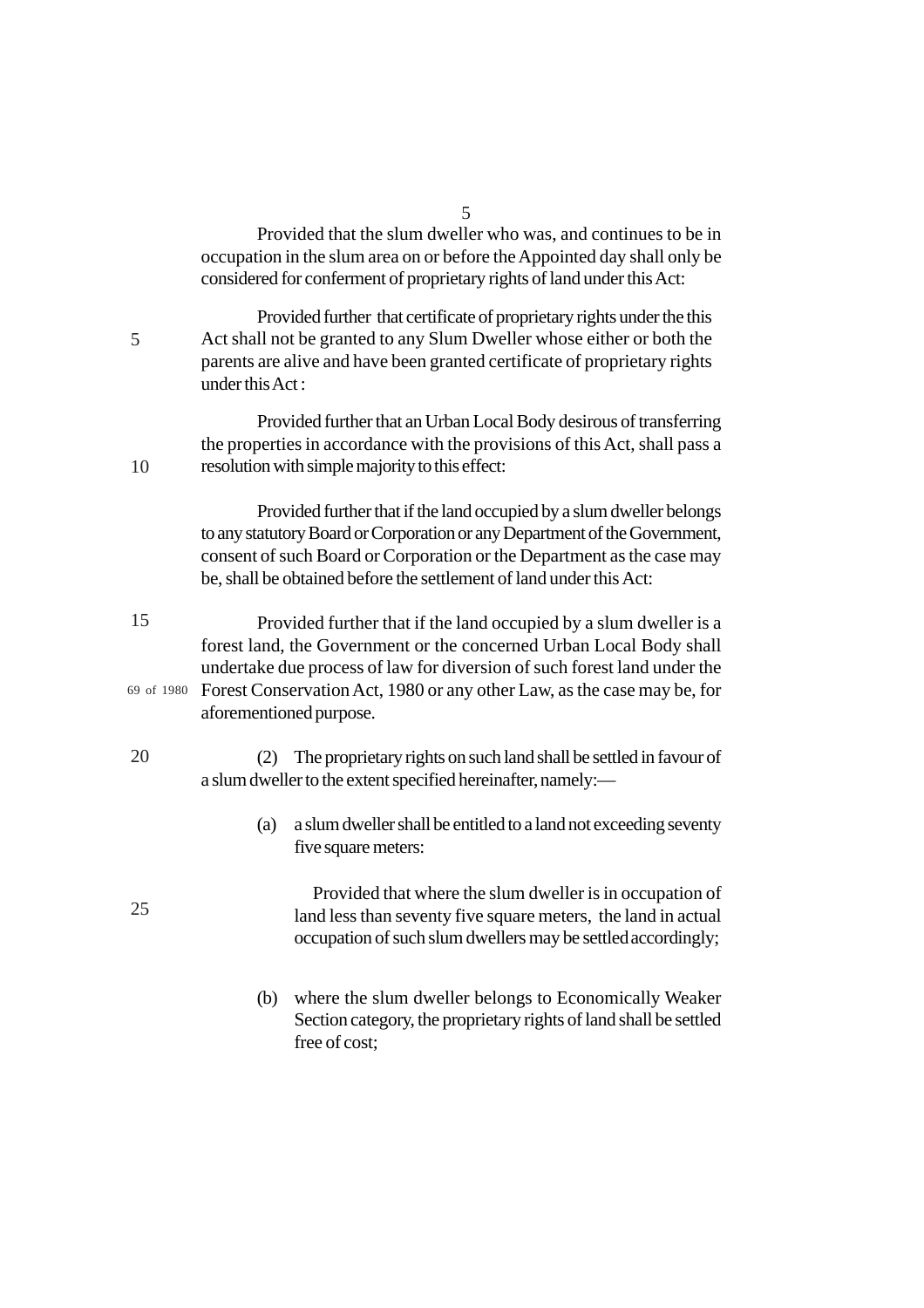Provided that the slum dweller who was, and continues to be in occupation in the slum area on or before the Appointed day shall only be considered for conferment of proprietary rights of land under this Act:

Provided further that certificate of proprietary rights under the this Act shall not be granted to any Slum Dweller whose either or both the parents are alive and have been granted certificate of proprietary rights under this Act :

Provided further that an Urban Local Body desirous of transferring the properties in accordance with the provisions of this Act, shall pass a resolution with simple majority to this effect:

Provided further that if the land occupied by a slum dweller belongs to any statutory Board or Corporation or any Department of the Government, consent of such Board or Corporation or the Department as the case may be, shall be obtained before the settlement of land under this Act:

Provided further that if the land occupied by a slum dweller is a forest land, the Government or the concerned Urban Local Body shall undertake due process of law for diversion of such forest land under the Forest Conservation Act, 1980 or any other Law, as the case may be, for aforementioned purpose.

69 of 1980

(2) The proprietary rights on such land shall be settled in favour of a slum dweller to the extent specified hereinafter, namely:—

(a) a slum dweller shall be entitled to a land not exceeding seventy five square meters:

Provided that where the slum dweller is in occupation of land less than seventy five square meters, the land in actual occupation of such slum dwellers may be settled accordingly;

(b) where the slum dweller belongs to Economically Weaker Section category, the proprietary rights of land shall be settled free of cost;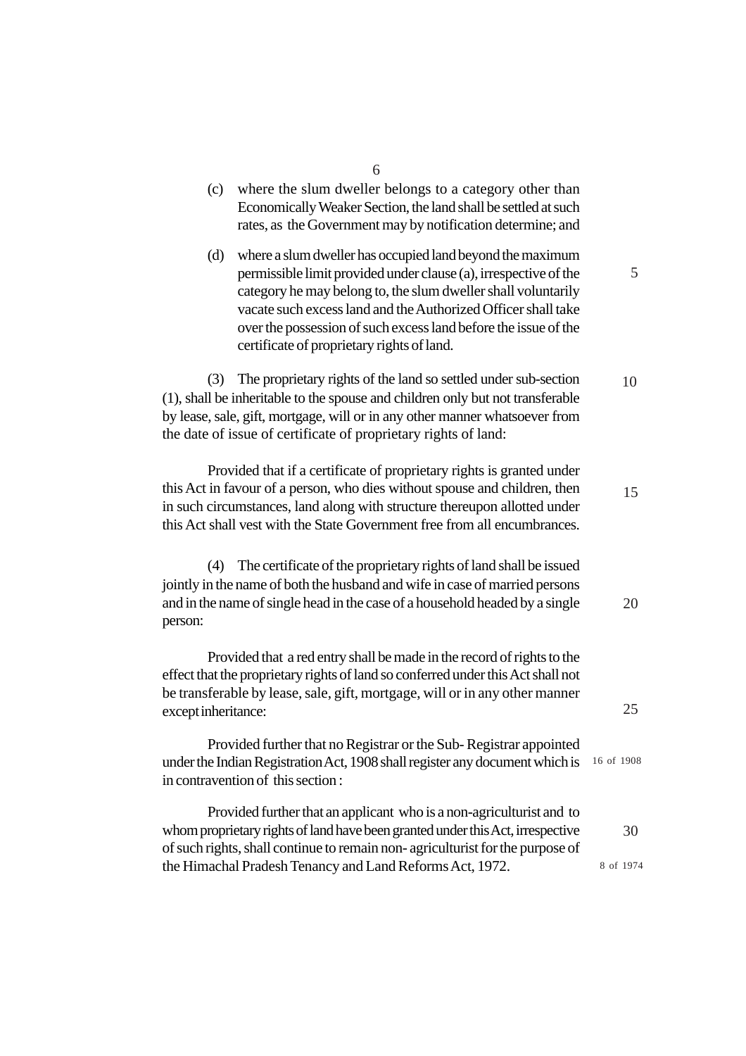(c) where the slum dweller belongs to a category other than Economically Weaker Section, the land shall be settled at such rates, as the Government may by notification determine; and

(d) where a slum dweller has occupied land beyond the maximum permissible limit provided under clause (a), irrespective of the category he may belong to, the slum dweller shall voluntarily vacate such excess land and the Authorized Officer shall take over the possession of such excess land before the issue of the certificate of proprietary rights of land.

(3) The proprietary rights of the land so settled under sub-section (1), shall be inheritable to the spouse and children only but not transferable by lease, sale, gift, mortgage, will or in any other manner whatsoever from the date of issue of certificate of proprietary rights of land:

Provided that if a certificate of proprietary rights is granted under this Act in favour of a person, who dies without spouse and children, then in such circumstances, land along with structure thereupon allotted under this Act shall vest with the State Government free from all encumbrances.

(4) The certificate of the proprietary rights of land shall be issued jointly in the name of both the husband and wife in case of married persons and in the name of single head in the case of a household headed by a single person:

Provided that a red entry shall be made in the record of rights to the effect that the proprietary rights of land so conferred under this Act shall not be transferable by lease, sale, gift, mortgage, will or in any other manner except inheritance:

Provided further that no Registrar or the Sub- Registrar appointed under the Indian Registration Act, 1908 shall register any document which is in contravention of this section :

16 of 1908

Provided further that an applicant who is a non-agriculturist and to whom proprietary rights of land have been granted under this Act, irrespective of such rights, shall continue to remain non- agriculturist for the purpose of the Himachal Pradesh Tenancy and Land Reforms Act, 1972.

8 of 1974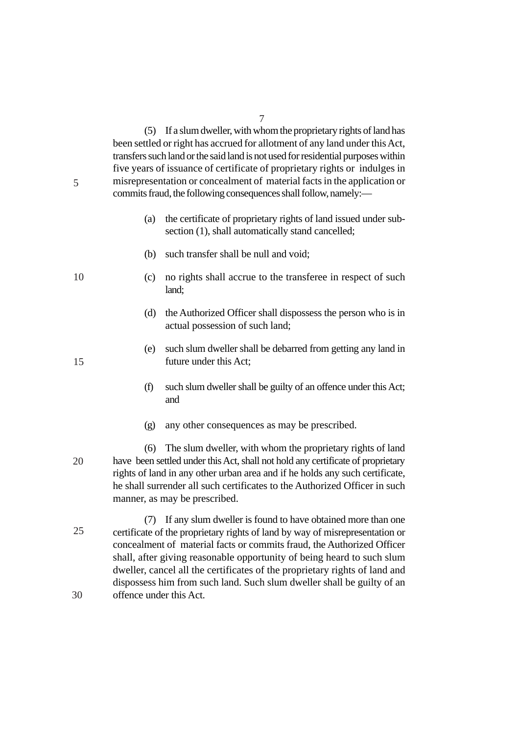(5) If a slum dweller, with whom the proprietary rights of land has been settled or right has accrued for allotment of any land under this Act, transfers such land or the said land is not used for residential purposes within five years of issuance of certificate of proprietary rights or indulges in misrepresentation or concealment of material facts in the application or commits fraud, the following consequences shall follow, namely:—

(a) the certificate of proprietary rights of land issued under sub-section (1), shall automatically stand cancelled;

(b) such transfer shall be null and void;

(c) no rights shall accrue to the transferee in respect of such land;

(d) the Authorized Officer shall dispossess the person who is in actual possession of such land;

(e) such slum dweller shall be debarred from getting any land in future under this Act;

(f) such slum dweller shall be guilty of an offence under this Act; and

(g) any other consequences as may be prescribed.

(6) The slum dweller, with whom the proprietary rights of land have been settled under this Act, shall not hold any certificate of proprietary rights of land in any other urban area and if he holds any such certificate, he shall surrender all such certificates to the Authorized Officer in such manner, as may be prescribed.

(7) If any slum dweller is found to have obtained more than one certificate of the proprietary rights of land by way of misrepresentation or concealment of material facts or commits fraud, the Authorized Officer shall, after giving reasonable opportunity of being heard to such slum dweller, cancel all the certificates of the proprietary rights of land and dispossess him from such land. Such slum dweller shall be guilty of an offence under this Act.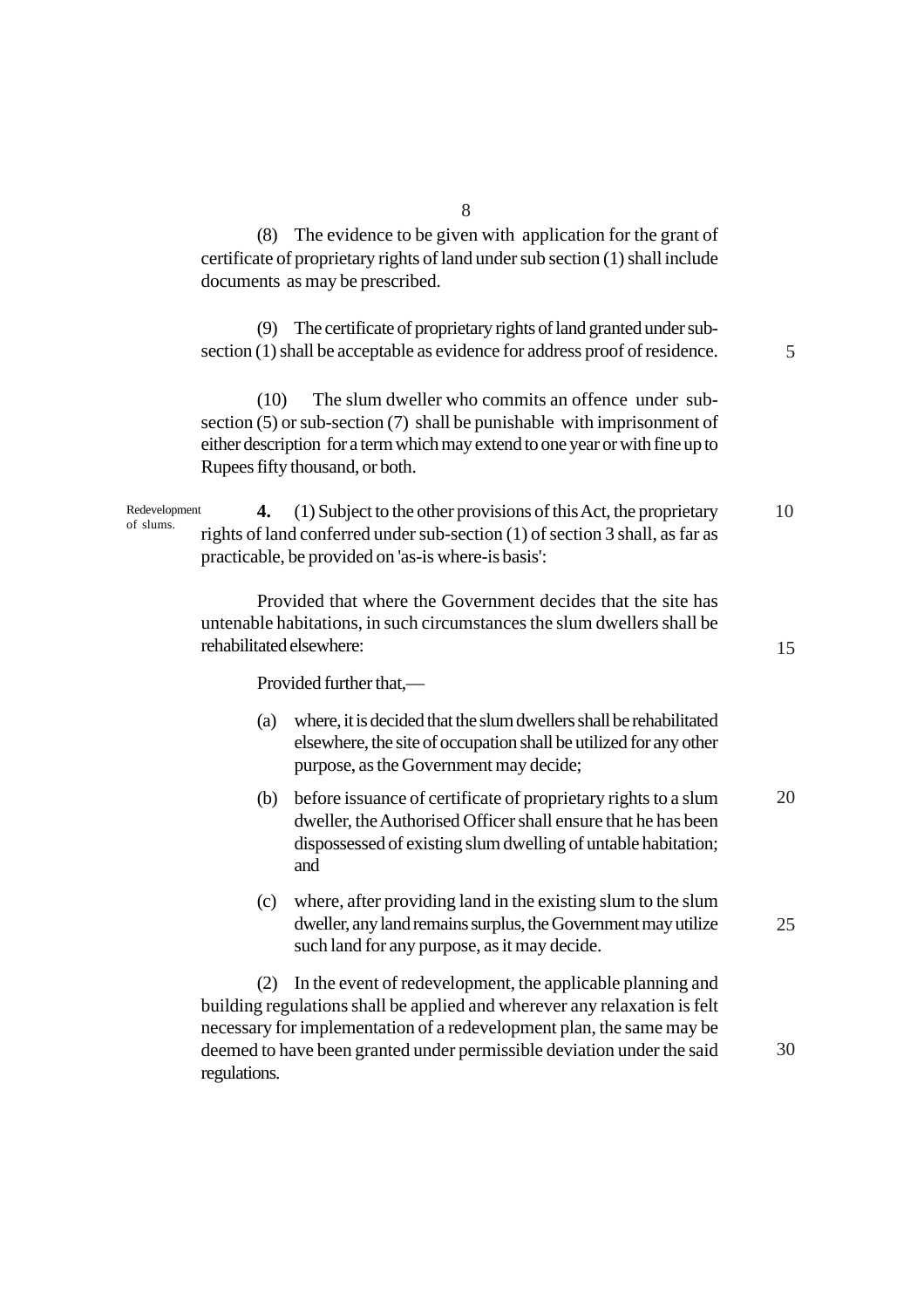(8) The evidence to be given with application for the grant of certificate of proprietary rights of land under sub section (1) shall include documents as may be prescribed.

(9) The certificate of proprietary rights of land granted under sub-section (1) shall be acceptable as evidence for address proof of residence.

(10) The slum dweller who commits an offence under sub-section (5) or sub-section (7) shall be punishable with imprisonment of either description for a term which may extend to one year or with fine up to Rupees fifty thousand, or both.

Redevelopment of slums.

**4.** (1) Subject to the other provisions of this Act, the proprietary rights of land conferred under sub-section (1) of section 3 shall, as far as practicable, be provided on 'as-is where-is basis':

Provided that where the Government decides that the site has untenable habitations, in such circumstances the slum dwellers shall be rehabilitated elsewhere:

Provided further that,—

(a) where, it is decided that the slum dwellers shall be rehabilitated elsewhere, the site of occupation shall be utilized for any other purpose, as the Government may decide;

(b) before issuance of certificate of proprietary rights to a slum dweller, the Authorised Officer shall ensure that he has been dispossessed of existing slum dwelling of untable habitation; and

(c) where, after providing land in the existing slum to the slum dweller, any land remains surplus, the Government may utilize such land for any purpose, as it may decide.

(2) In the event of redevelopment, the applicable planning and building regulations shall be applied and wherever any relaxation is felt necessary for implementation of a redevelopment plan, the same may be deemed to have been granted under permissible deviation under the said regulations.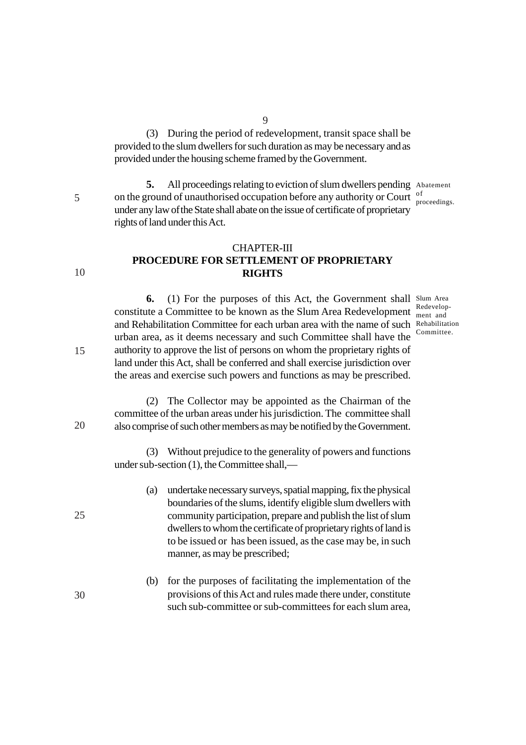(3) During the period of redevelopment, transit space shall be provided to the slum dwellers for such duration as may be necessary and as provided under the housing scheme framed by the Government.

**5.** All proceedings relating to eviction of slum dwellers pending on the ground of unauthorised occupation before any authority or Court under any law of the State shall abate on the issue of certificate of proprietary rights of land under this Act.

Abatement of proceedings.

## CHAPTER-III
## PROCEDURE FOR SETTLEMENT OF PROPRIETARY RIGHTS

**6.** (1) For the purposes of this Act, the Government shall constitute a Committee to be known as the Slum Area Redevelopment and Rehabilitation Committee for each urban area with the name of such urban area, as it deems necessary and such Committee shall have the authority to approve the list of persons on whom the proprietary rights of land under this Act, shall be conferred and shall exercise jurisdiction over the areas and exercise such powers and functions as may be prescribed.

Slum Area Redevelopment and Rehabilitation Committee.

(2) The Collector may be appointed as the Chairman of the committee of the urban areas under his jurisdiction. The committee shall also comprise of such other members as may be notified by the Government.

(3) Without prejudice to the generality of powers and functions under sub-section (1), the Committee shall,—

(a) undertake necessary surveys, spatial mapping, fix the physical boundaries of the slums, identify eligible slum dwellers with community participation, prepare and publish the list of slum dwellers to whom the certificate of proprietary rights of land is to be issued or has been issued, as the case may be, in such manner, as may be prescribed;

(b) for the purposes of facilitating the implementation of the provisions of this Act and rules made there under, constitute such sub-committee or sub-committees for each slum area,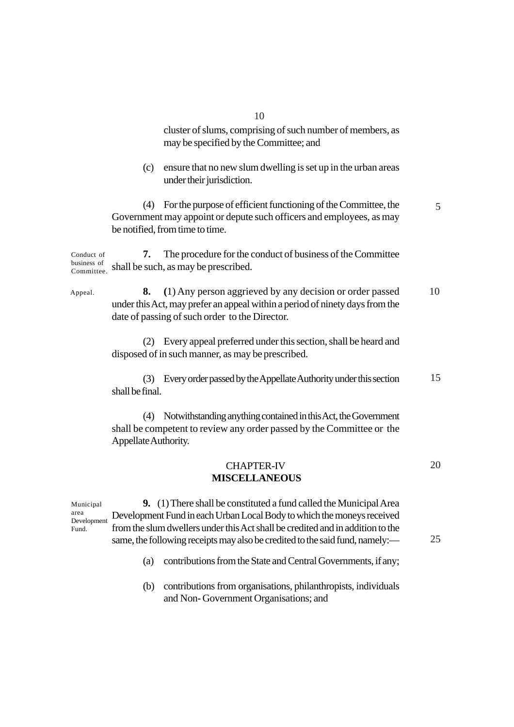cluster of slums, comprising of such number of members, as may be specified by the Committee; and

(c) ensure that no new slum dwelling is set up in the urban areas under their jurisdiction.

(4) For the purpose of efficient functioning of the Committee, the Government may appoint or depute such officers and employees, as may be notified, from time to time.

Conduct of business of Committee.

**7.** The procedure for the conduct of business of the Committee shall be such, as may be prescribed.

Appeal.

**8.** **(**1) Any person aggrieved by any decision or order passed under this Act, may prefer an appeal within a period of ninety days from the date of passing of such order to the Director.

(2) Every appeal preferred under this section, shall be heard and disposed of in such manner, as may be prescribed.

(3) Every order passed by the Appellate Authority under this section shall be final.

(4) Notwithstanding anything contained in this Act, the Government shall be competent to review any order passed by the Committee or the Appellate Authority.

## CHAPTER-IV
## MISCELLANEOUS

Municipal area Development Fund.

**9.** (1) There shall be constituted a fund called the Municipal Area Development Fund in each Urban Local Body to which the moneys received from the slum dwellers under this Act shall be credited and in addition to the same, the following receipts may also be credited to the said fund, namely:—

(a) contributions from the State and Central Governments, if any;

(b) contributions from organisations, philanthropists, individuals and Non- Government Organisations; and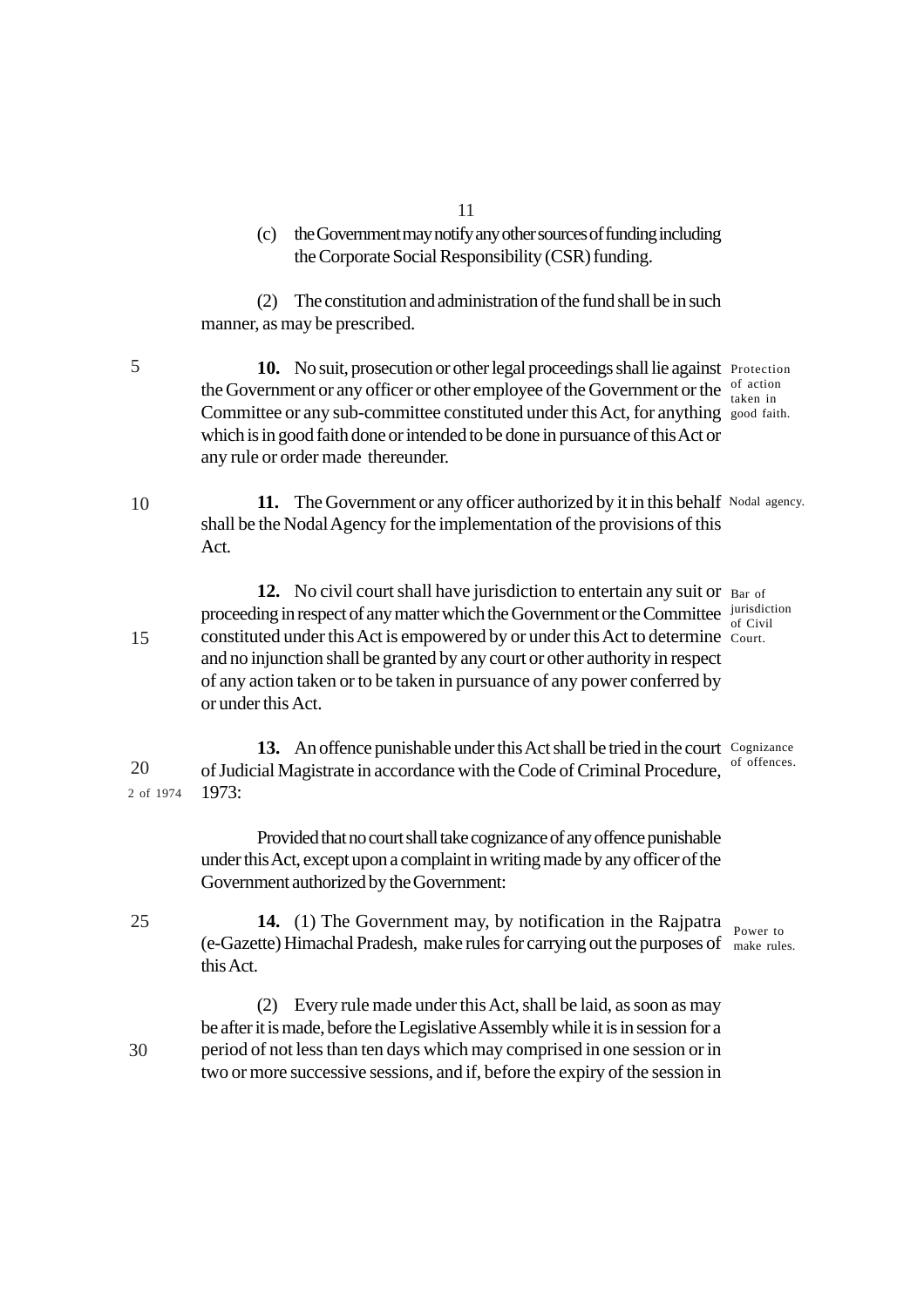(c) the Government may notify any other sources of funding including the Corporate Social Responsibility (CSR) funding.

(2) The constitution and administration of the fund shall be in such manner, as may be prescribed.

**Protection of action taken in good faith.**

**10.** No suit, prosecution or other legal proceedings shall lie against the Government or any officer or other employee of the Government or the Committee or any sub-committee constituted under this Act, for anything which is in good faith done or intended to be done in pursuance of this Act or any rule or order made thereunder.

**Nodal agency.**

**11.** The Government or any officer authorized by it in this behalf shall be the Nodal Agency for the implementation of the provisions of this Act.

**Bar of jurisdiction of Civil Court.**

**12.** No civil court shall have jurisdiction to entertain any suit or proceeding in respect of any matter which the Government or the Committee constituted under this Act is empowered by or under this Act to determine and no injunction shall be granted by any court or other authority in respect of any action taken or to be taken in pursuance of any power conferred by or under this Act.

**Cognizance of offences.**

**13.** An offence punishable under this Act shall be tried in the court of Judicial Magistrate in accordance with the Code of Criminal Procedure, 1973 (2 of 1974):

Provided that no court shall take cognizance of any offence punishable under this Act, except upon a complaint in writing made by any officer of the Government authorized by the Government:

**Power to make rules.**

**14.** (1) The Government may, by notification in the Rajpatra (e-Gazette) Himachal Pradesh, make rules for carrying out the purposes of this Act.

(2) Every rule made under this Act, shall be laid, as soon as may be after it is made, before the Legislative Assembly while it is in session for a period of not less than ten days which may comprised in one session or in two or more successive sessions, and if, before the expiry of the session in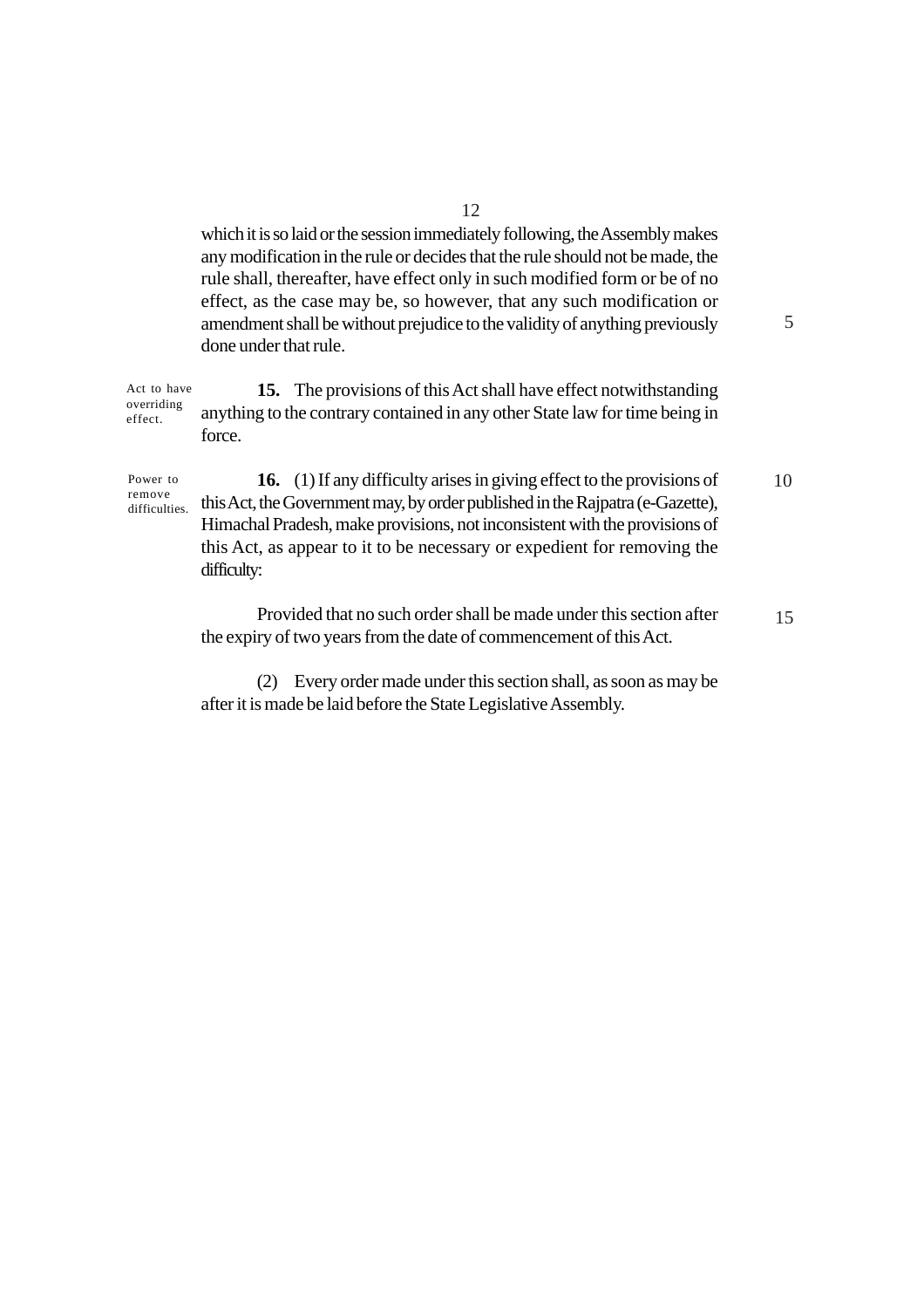which it is so laid or the session immediately following, the Assembly makes any modification in the rule or decides that the rule should not be made, the rule shall, thereafter, have effect only in such modified form or be of no effect, as the case may be, so however, that any such modification or amendment shall be without prejudice to the validity of anything previously done under that rule.

Act to have overriding effect.

**15.** The provisions of this Act shall have effect notwithstanding anything to the contrary contained in any other State law for time being in force.

Power to remove difficulties.

**16.** (1) If any difficulty arises in giving effect to the provisions of this Act, the Government may, by order published in the Rajpatra (e-Gazette), Himachal Pradesh, make provisions, not inconsistent with the provisions of this Act, as appear to it to be necessary or expedient for removing the difficulty:

Provided that no such order shall be made under this section after the expiry of two years from the date of commencement of this Act.

(2) Every order made under this section shall, as soon as may be after it is made be laid before the State Legislative Assembly.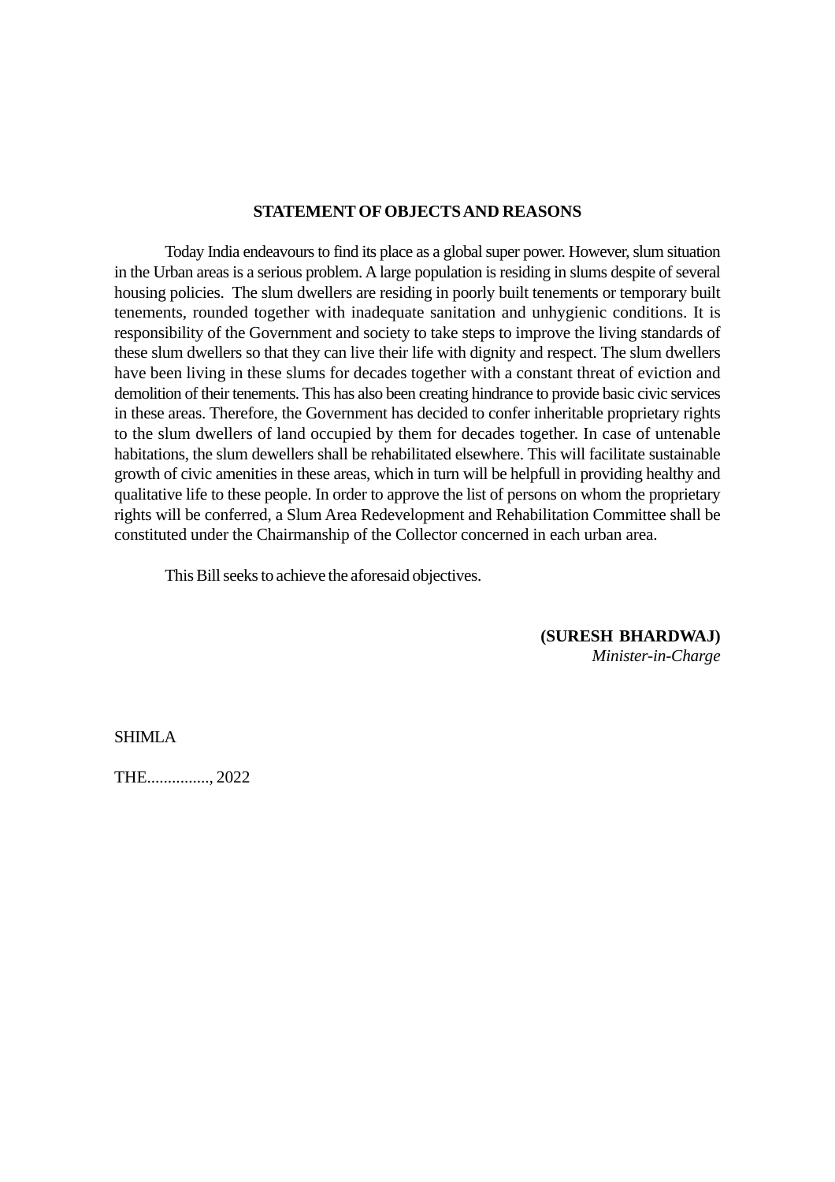## STATEMENT OF OBJECTS AND REASONS

Today India endeavours to find its place as a global super power. However, slum situation in the Urban areas is a serious problem. A large population is residing in slums despite of several housing policies. The slum dwellers are residing in poorly built tenements or temporary built tenements, rounded together with inadequate sanitation and unhygienic conditions. It is responsibility of the Government and society to take steps to improve the living standards of these slum dwellers so that they can live their life with dignity and respect. The slum dwellers have been living in these slums for decades together with a constant threat of eviction and demolition of their tenements. This has also been creating hindrance to provide basic civic services in these areas. Therefore, the Government has decided to confer inheritable proprietary rights to the slum dwellers of land occupied by them for decades together. In case of untenable habitations, the slum dewellers shall be rehabilitated elsewhere. This will facilitate sustainable growth of civic amenities in these areas, which in turn will be helpfull in providing healthy and qualitative life to these people. In order to approve the list of persons on whom the proprietary rights will be conferred, a Slum Area Redevelopment and Rehabilitation Committee shall be constituted under the Chairmanship of the Collector concerned in each urban area.

This Bill seeks to achieve the aforesaid objectives.

**(SURESH BHARDWAJ)**
*Minister-in-Charge*

SHIMLA

THE..............., 2022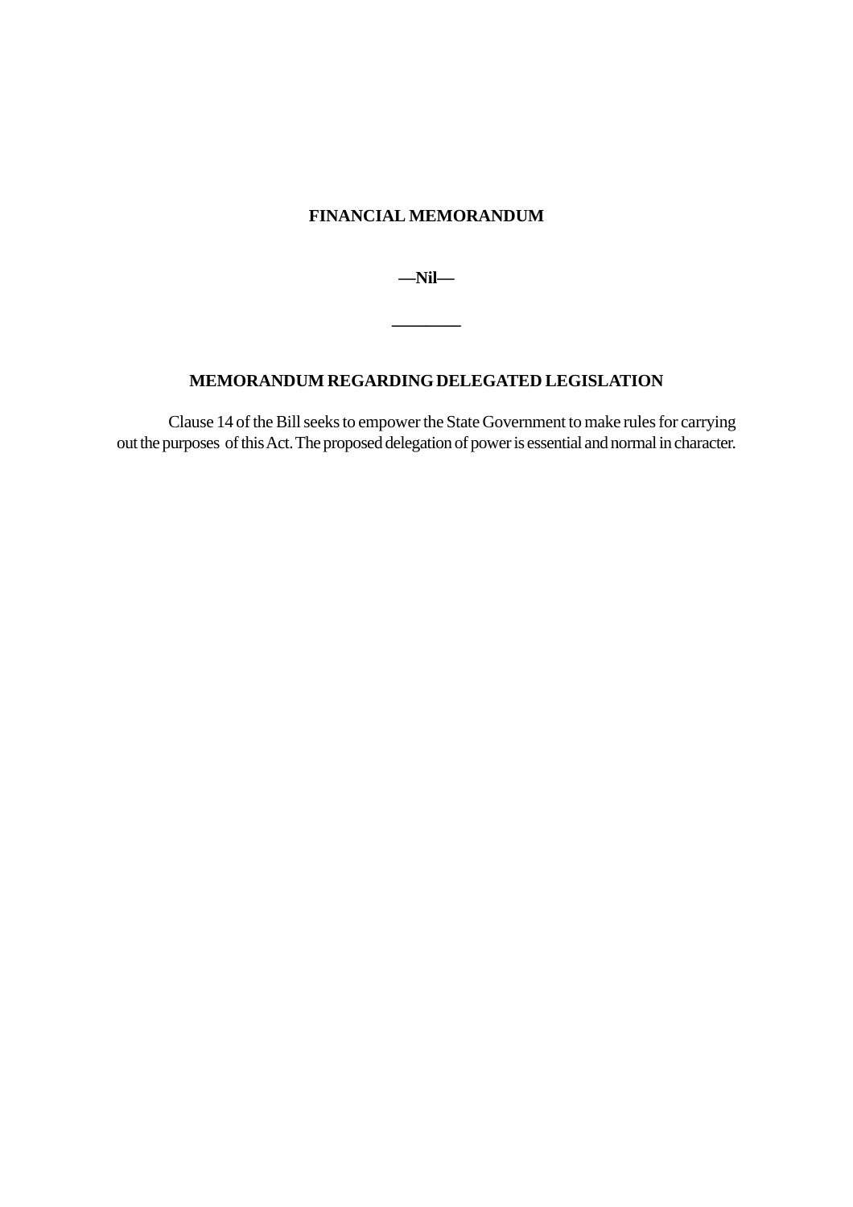## FINANCIAL MEMORANDUM

**—Nil—**

---

## MEMORANDUM REGARDING DELEGATED LEGISLATION

Clause 14 of the Bill seeks to empower the State Government to make rules for carrying out the purposes of this Act. The proposed delegation of power is essential and normal in character.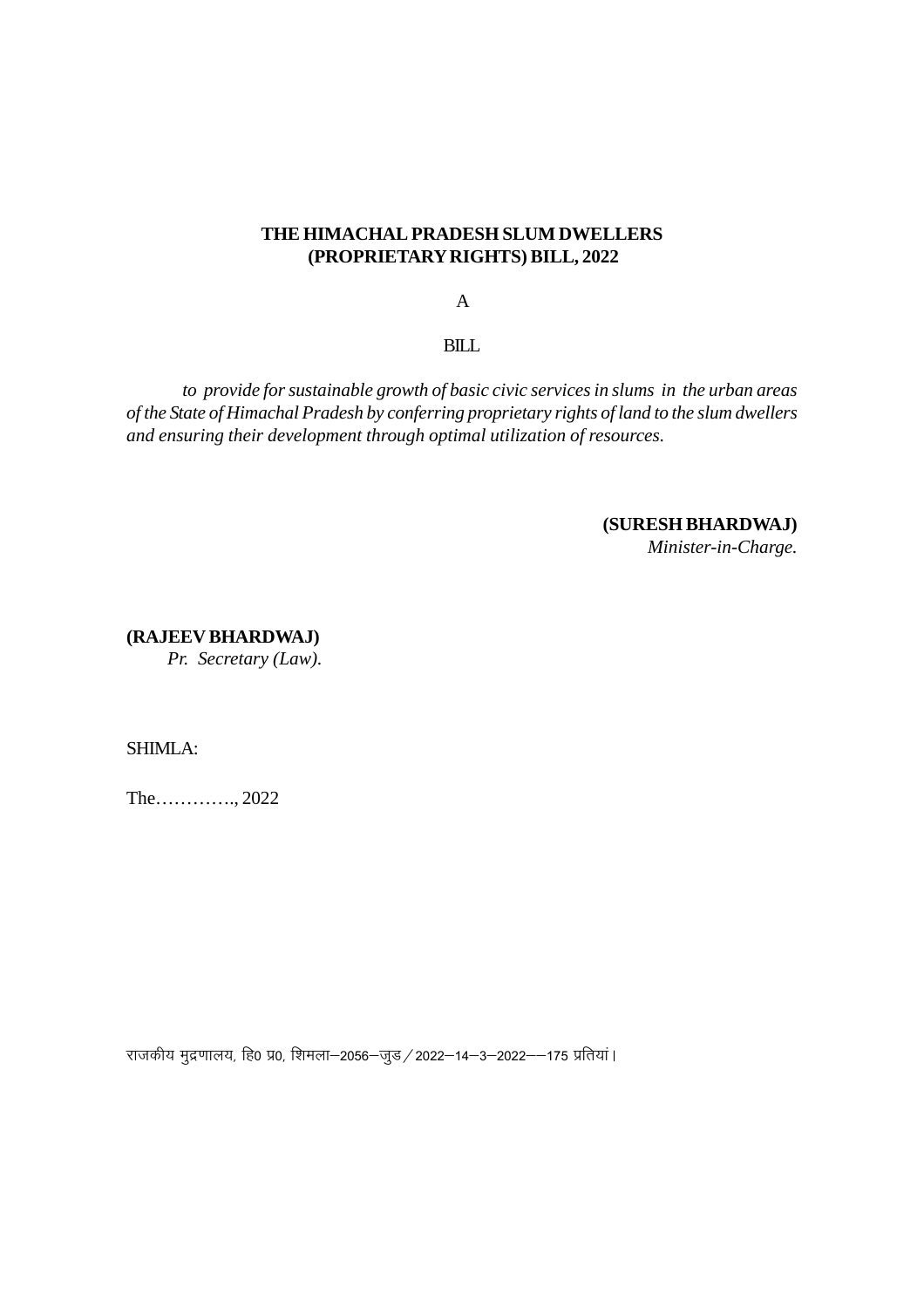# THE HIMACHAL PRADESH SLUM DWELLERS (PROPRIETARY RIGHTS) BILL, 2022

A

BILL

*to provide for sustainable growth of basic civic services in slums in the urban areas of the State of Himachal Pradesh by conferring proprietary rights of land to the slum dwellers and ensuring their development through optimal utilization of resources.*

**(SURESH BHARDWAJ)**
*Minister-in-Charge.*

**(RAJEEV BHARDWAJ)**
*Pr. Secretary (Law).*

SHIMLA:

The………….., 2022

राजकीय मुद्रणालय, हि0 प्र0, शिमला–2056–जुड / 2022–14–3–2022—175 प्रतियां।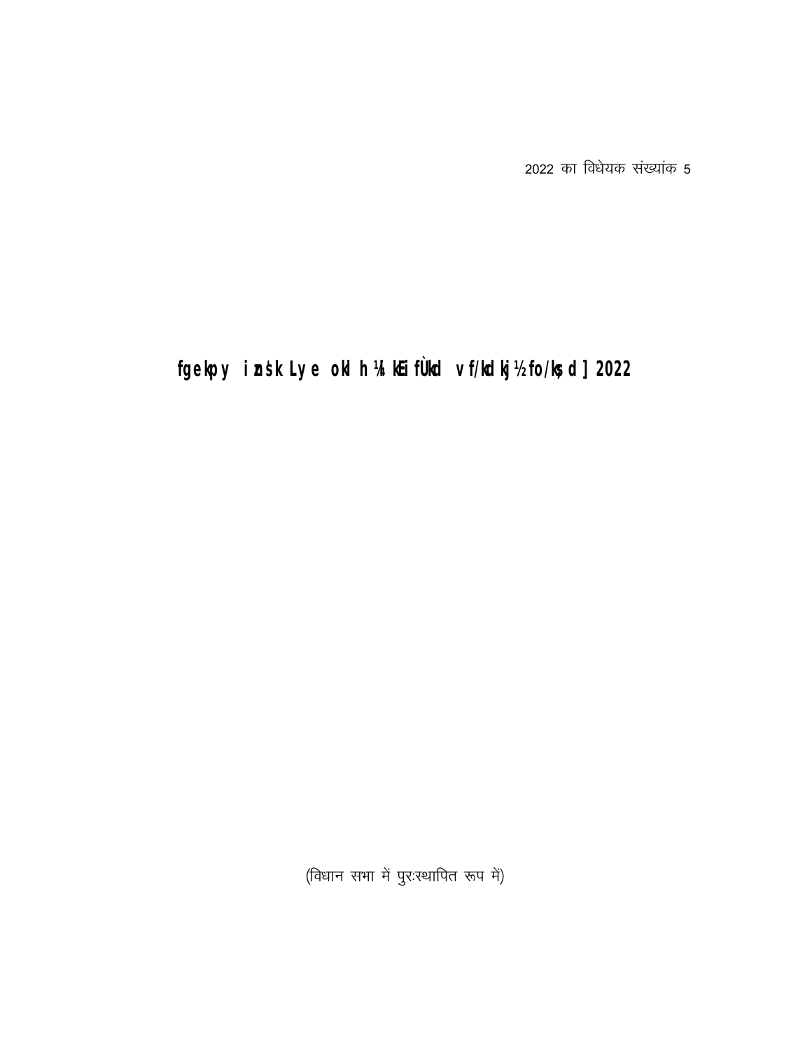2022 का विधेयक संख्यांक 5

# fgekpy izns'k Lye oklh ¼kEifÙkd vf/kdkj½ fo/ks;d] 2022

(विधान सभा में पुरःस्थापित रूप में)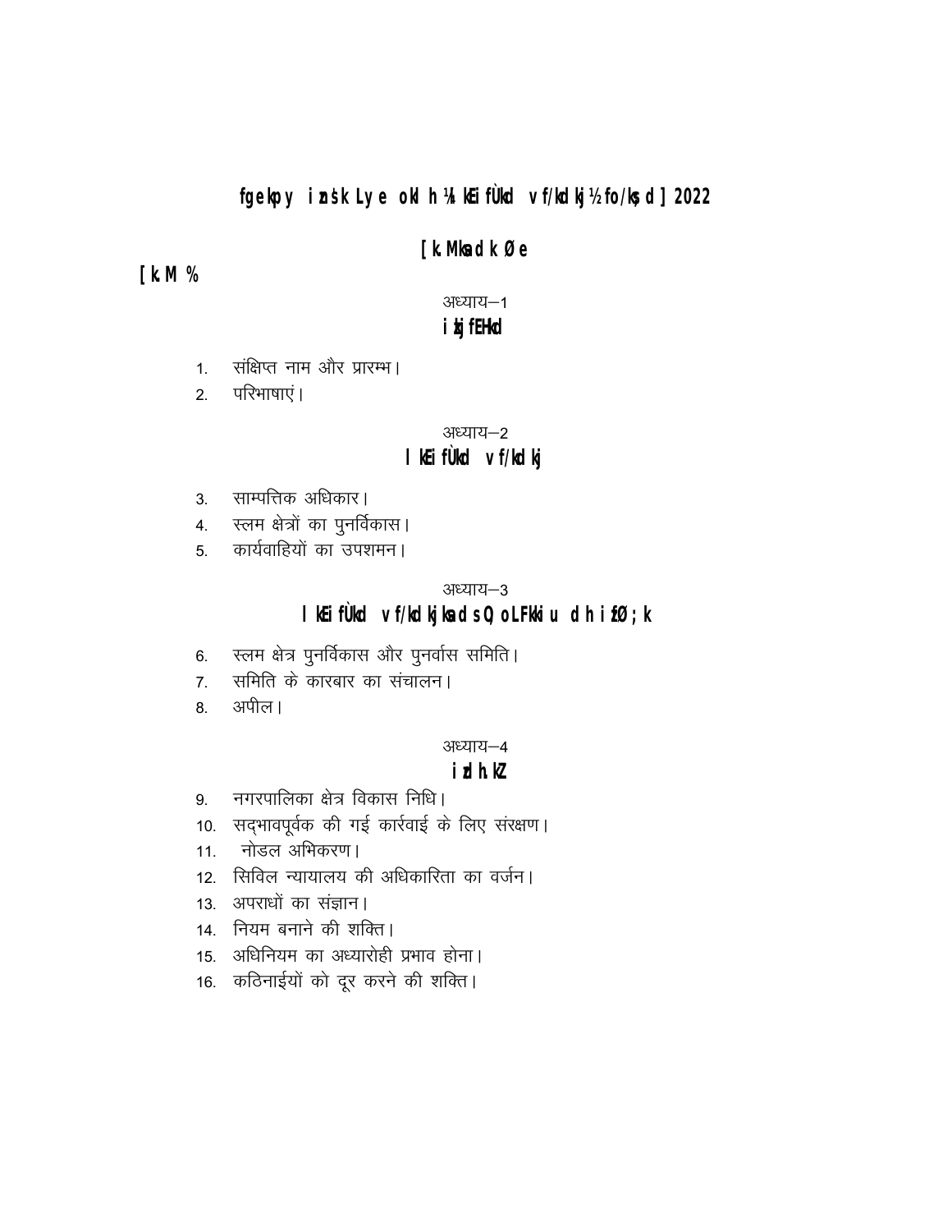## fgekpy izns'k Lye oklh ¼lkEifÙkd vf/kdkj½ fo/ks;d] 2022

### [k.Mksa dk Øe

[k.M %

अध्याय–1

**izkjfEHkd**

1. संक्षिप्त नाम और प्रारम्भ।
2. परिभाषाएं।

अध्याय–2

**lkEifÙkd vf/kdkj**

3. साम्पत्तिक अधिकार।
4. स्लम क्षेत्रों का पुनर्विकास।
5. कार्यवाहियों का उपशमन।

अध्याय–3

**lkEifÙkd vf/kdkjksa ds O;oLFkkiu dh izfØ;k**

6. स्लम क्षेत्र पुनर्विकास और पुनर्वास समिति।
7. समिति के कारबार का संचालन।
8. अपील।

अध्याय–4

**izdh.kZ**

9. नगरपालिका क्षेत्र विकास निधि।
10. सद्भावपूर्वक की गई कार्रवाई के लिए संरक्षण।
11. नोडल अभिकरण।
12. सिविल न्यायालय की अधिकारिता का वर्जन।
13. अपराधों का संज्ञान।
14. नियम बनाने की शक्ति।
15. अधिनियम का अध्यारोही प्रभाव होना।
16. कठिनाईयों को दूर करने की शक्ति।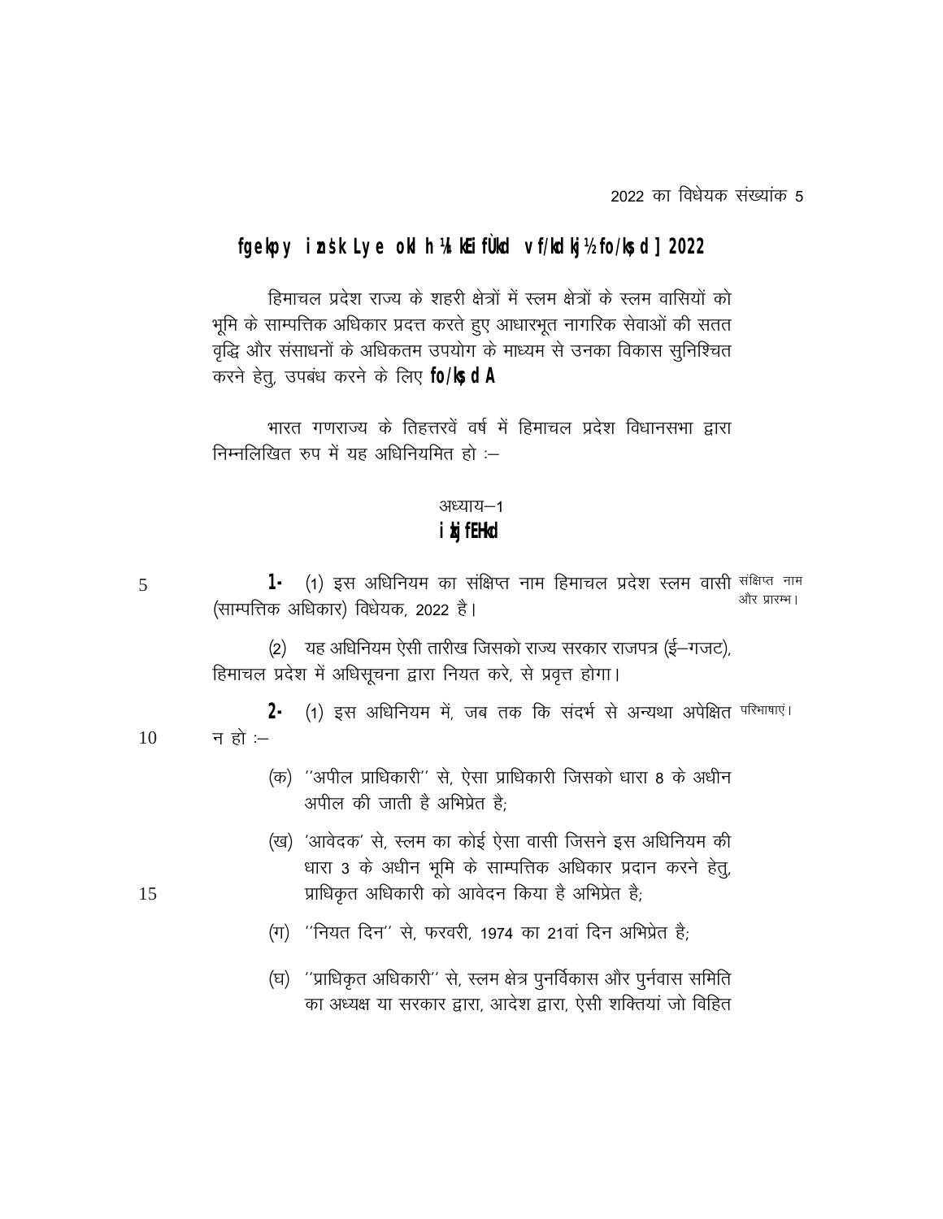2022 का विधेयक संख्यांक 5

# हिमाचल प्रदेश स्लम वासी (साम्पत्तिक अधिकार) विधेयक, 2022

हिमाचल प्रदेश राज्य के शहरी क्षेत्रों में स्लम क्षेत्रों के स्लम वासियों को भूमि के साम्पत्तिक अधिकार प्रदत्त करते हुए आधारभूत नागरिक सेवाओं की सतत वृद्धि और संसाधनों के अधिकतम उपयोग के माध्यम से उनका विकास सुनिश्चित करने हेतु, उपबंध करने के लिए **विधेयक।**

भारत गणराज्य के तिहत्तरवें वर्ष में हिमाचल प्रदेश विधानसभा द्वारा निम्नलिखित रुप में यह अधिनियमित हो :–

## अध्याय–1
## प्रारम्भिक

संक्षिप्त नाम और प्रारम्भ।

**1.** (1) इस अधिनियम का संक्षिप्त नाम हिमाचल प्रदेश स्लम वासी (साम्पत्तिक अधिकार) विधेयक, 2022 है।

(2) यह अधिनियम ऐसी तारीख जिसको राज्य सरकार राजपत्र (ई–गजट), हिमाचल प्रदेश में अधिसूचना द्वारा नियत करे, से प्रवृत्त होगा।

परिभाषाएं।

**2.** (1) इस अधिनियम में, जब तक कि संदर्भ से अन्यथा अपेक्षित न हो :–

(क) ''अपील प्राधिकारी'' से, ऐसा प्राधिकारी जिसको धारा 8 के अधीन अपील की जाती है अभिप्रेत है;

(ख) 'आवेदक' से, स्लम का कोई ऐसा वासी जिसने इस अधिनियम की धारा 3 के अधीन भूमि के साम्पत्तिक अधिकार प्रदान करने हेतु, प्राधिकृत अधिकारी को आवेदन किया है अभिप्रेत है;

(ग) ''नियत दिन'' से, फरवरी, 1974 का 21वां दिन अभिप्रेत है;

(घ) ''प्राधिकृत अधिकारी'' से, स्लम क्षेत्र पुनर्विकास और पुर्नवास समिति का अध्यक्ष या सरकार द्वारा, आदेश द्वारा, ऐसी शक्तियां जो विहित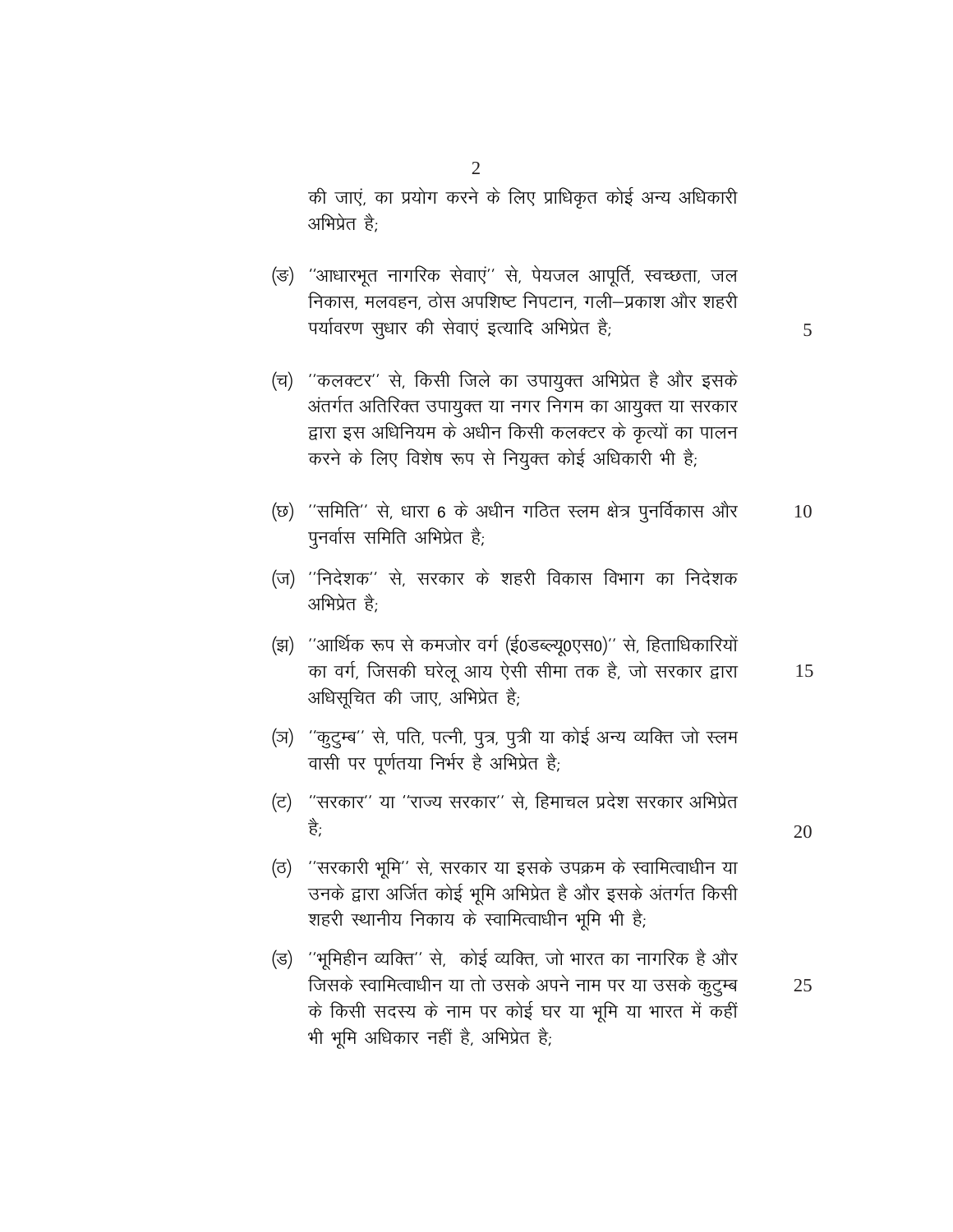की जाएं, का प्रयोग करने के लिए प्राधिकृत कोई अन्य अधिकारी अभिप्रेत है;

(ङ) ''आधारभूत नागरिक सेवाएं'' से, पेयजल आपूर्ति, स्वच्छता, जल निकास, मलवहन, ठोस अपशिष्ट निपटान, गली–प्रकाश और शहरी पर्यावरण सुधार की सेवाएं इत्यादि अभिप्रेत है;

(च) ''कलक्टर'' से, किसी जिले का उपायुक्त अभिप्रेत है और इसके अंतर्गत अतिरिक्त उपायुक्त या नगर निगम का आयुक्त या सरकार द्वारा इस अधिनियम के अधीन किसी कलक्टर के कृत्यों का पालन करने के लिए विशेष रूप से नियुक्त कोई अधिकारी भी है;

(छ) ''समिति'' से, धारा 6 के अधीन गठित स्लम क्षेत्र पुनर्विकास और पुनर्वास समिति अभिप्रेत है;

(ज) ''निदेशक'' से, सरकार के शहरी विकास विभाग का निदेशक अभिप्रेत है;

(झ) ''आर्थिक रूप से कमजोर वर्ग (ई0डब्ल्यू0एस0)'' से, हिताधिकारियों का वर्ग, जिसकी घरेलू आय ऐसी सीमा तक है, जो सरकार द्वारा अधिसूचित की जाए, अभिप्रेत है;

(ञ) ''कुटुम्ब'' से, पति, पत्नी, पुत्र, पुत्री या कोई अन्य व्यक्ति जो स्लम वासी पर पूर्णतया निर्भर है अभिप्रेत है;

(ट) ''सरकार'' या ''राज्य सरकार'' से, हिमाचल प्रदेश सरकार अभिप्रेत है;

(ठ) ''सरकारी भूमि'' से, सरकार या इसके उपक्रम के स्वामित्वाधीन या उनके द्वारा अर्जित कोई भूमि अभिप्रेत है और इसके अंतर्गत किसी शहरी स्थानीय निकाय के स्वामित्वाधीन भूमि भी है;

(ड) ''भूमिहीन व्यक्ति'' से, कोई व्यक्ति, जो भारत का नागरिक है और जिसके स्वामित्वाधीन या तो उसके अपने नाम पर या उसके कुटुम्ब के किसी सदस्य के नाम पर कोई घर या भूमि या भारत में कहीं भी भूमि अधिकार नहीं है, अभिप्रेत है;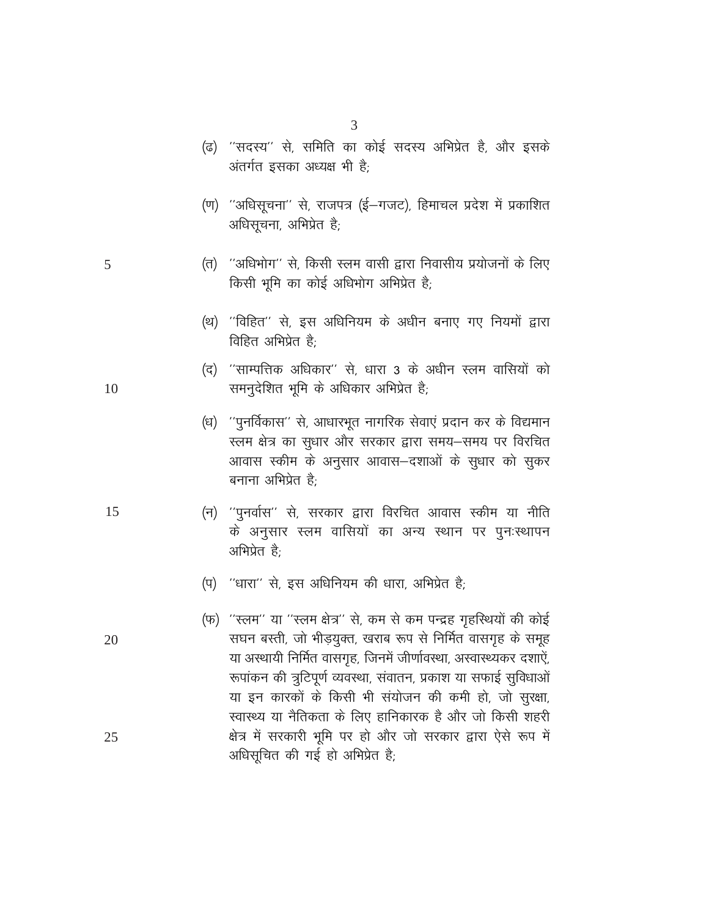(ढ) ''सदस्य'' से, समिति का कोई सदस्य अभिप्रेत है, और इसके अंतर्गत इसका अध्यक्ष भी है;

(ण) ''अधिसूचना'' से, राजपत्र (ई–गजट), हिमाचल प्रदेश में प्रकाशित अधिसूचना, अभिप्रेत है;

(त) ''अधिभोग'' से, किसी स्लम वासी द्वारा निवासीय प्रयोजनों के लिए किसी भूमि का कोई अधिभोग अभिप्रेत है;

(थ) ''विहित'' से, इस अधिनियम के अधीन बनाए गए नियमों द्वारा विहित अभिप्रेत है;

(द) ''साम्पत्तिक अधिकार'' से, धारा 3 के अधीन स्लम वासियों को समनुदेशित भूमि के अधिकार अभिप्रेत है;

(ध) ''पुनर्विकास'' से, आधारभूत नागरिक सेवाएं प्रदान कर के विद्यमान स्लम क्षेत्र का सुधार और सरकार द्वारा समय–समय पर विरचित आवास स्कीम के अनुसार आवास–दशाओं के सुधार को सुकर बनाना अभिप्रेत है;

(न) ''पुनर्वास'' से, सरकार द्वारा विरचित आवास स्कीम या नीति के अनुसार स्लम वासियों का अन्य स्थान पर पुनःस्थापन अभिप्रेत है;

(प) ''धारा'' से, इस अधिनियम की धारा, अभिप्रेत है;

(फ) ''स्लम'' या ''स्लम क्षेत्र'' से, कम से कम पन्द्रह गृहस्थियों की कोई सघन बस्ती, जो भीड़युक्त, खराब रूप से निर्मित वासगृह के समूह या अस्थायी निर्मित वासगृह, जिनमें जीर्णावस्था, अस्वास्थ्यकर दशाएं, रूपांकन की त्रुटिपूर्ण व्यवस्था, संवातन, प्रकाश या सफाई सुविधाओं या इन कारकों के किसी भी संयोजन की कमी हो, जो सुरक्षा, स्वास्थ्य या नैतिकता के लिए हानिकारक है और जो किसी शहरी क्षेत्र में सरकारी भूमि पर हो और जो सरकार द्वारा ऐसे रूप में अधिसूचित की गई हो अभिप्रेत है;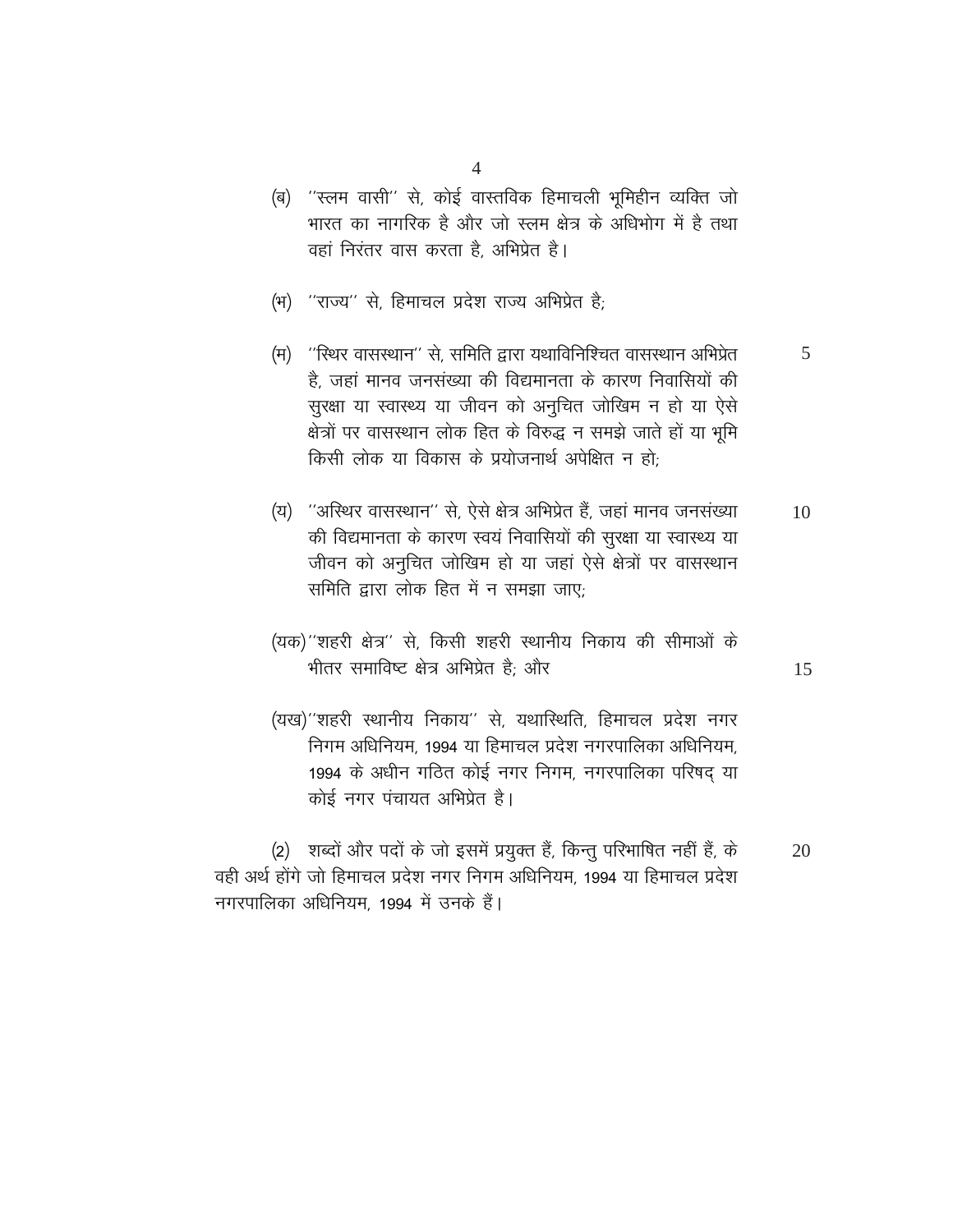(ब) ''स्लम वासी'' से, कोई वास्तविक हिमाचली भूमिहीन व्यक्ति जो भारत का नागरिक है और जो स्लम क्षेत्र के अधिभोग में है तथा वहां निरंतर वास करता है, अभिप्रेत है।

(भ) ''राज्य'' से, हिमाचल प्रदेश राज्य अभिप्रेत है;

(म) ''स्थिर वासस्थान'' से, समिति द्वारा यथाविनिश्चित वासस्थान अभिप्रेत है, जहां मानव जनसंख्या की विद्यमानता के कारण निवासियों की सुरक्षा या स्वास्थ्य या जीवन को अनुचित जोखिम न हो या ऐसे क्षेत्रों पर वासस्थान लोक हित के विरुद्ध न समझे जाते हों या भूमि किसी लोक या विकास के प्रयोजनार्थ अपेक्षित न हो;

(य) ''अस्थिर वासस्थान'' से, ऐसे क्षेत्र अभिप्रेत हैं, जहां मानव जनसंख्या की विद्यमानता के कारण स्वयं निवासियों की सुरक्षा या स्वास्थ्य या जीवन को अनुचित जोखिम हो या जहां ऐसे क्षेत्रों पर वासस्थान समिति द्वारा लोक हित में न समझा जाए;

(यक) ''शहरी क्षेत्र'' से, किसी शहरी स्थानीय निकाय की सीमाओं के भीतर समाविष्ट क्षेत्र अभिप्रेत है; और

(यख) ''शहरी स्थानीय निकाय'' से, यथास्थिति, हिमाचल प्रदेश नगर निगम अधिनियम, 1994 या हिमाचल प्रदेश नगरपालिका अधिनियम, 1994 के अधीन गठित कोई नगर निगम, नगरपालिका परिषद् या कोई नगर पंचायत अभिप्रेत है।

(2) शब्दों और पदों के जो इसमें प्रयुक्त हैं, किन्तु परिभाषित नहीं हैं, के वही अर्थ होंगे जो हिमाचल प्रदेश नगर निगम अधिनियम, 1994 या हिमाचल प्रदेश नगरपालिका अधिनियम, 1994 में उनके हैं।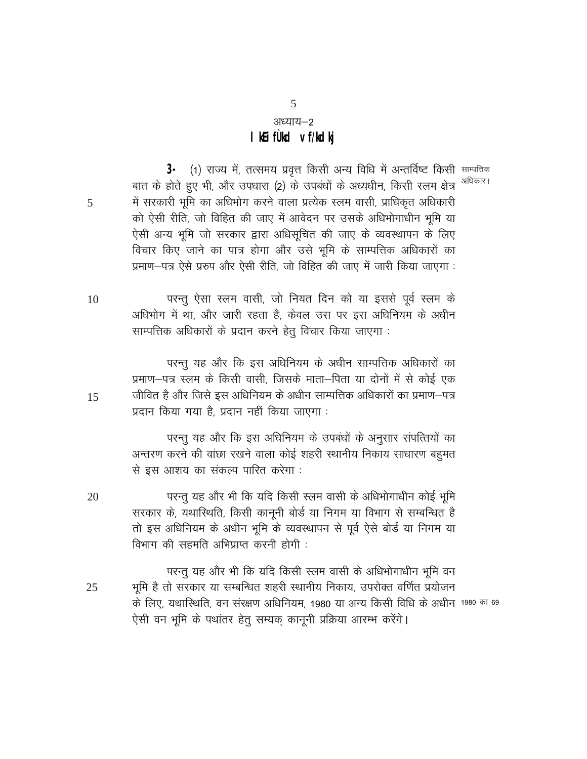अध्याय–2

## साम्पत्तिक अधिकार

साम्पत्तिक अधिकार।

**3.** (1) राज्य में, तत्समय प्रवृत्त किसी अन्य विधि में अन्तर्विष्ट किसी बात के होते हुए भी, और उपधारा (2) के उपबंधों के अध्यधीन, किसी स्लम क्षेत्र में सरकारी भूमि का अधिभोग करने वाला प्रत्येक स्लम वासी, प्राधिकृत अधिकारी को ऐसी रीति, जो विहित की जाए में आवेदन पर उसके अधिभोगाधीन भूमि या ऐसी अन्य भूमि जो सरकार द्वारा अधिसूचित की जाए के व्यवस्थापन के लिए विचार किए जाने का पात्र होगा और उसे भूमि के साम्पत्तिक अधिकारों का प्रमाण–पत्र ऐसे प्ररुप और ऐसी रीति, जो विहित की जाए में जारी किया जाएगा :

परन्तु ऐसा स्लम वासी, जो नियत दिन को या इससे पूर्व स्लम के अधिभोग में था, और जारी रहता है, केवल उस पर इस अधिनियम के अधीन साम्पत्तिक अधिकारों के प्रदान करने हेतु विचार किया जाएगा :

परन्तु यह और कि इस अधिनियम के अधीन साम्पत्तिक अधिकारों का प्रमाण–पत्र स्लम के किसी वासी, जिसके माता–पिता या दोनों में से कोई एक जीवित है और जिसे इस अधिनियम के अधीन साम्पत्तिक अधिकारों का प्रमाण–पत्र प्रदान किया गया है, प्रदान नहीं किया जाएगा :

परन्तु यह और कि इस अधिनियम के उपबंधों के अनुसार संपत्तियों का अन्तरण करने की वांछा रखने वाला कोई शहरी स्थानीय निकाय साधारण बहुमत से इस आशय का संकल्प पारित करेगा :

परन्तु यह और भी कि यदि किसी स्लम वासी के अधिभोगाधीन कोई भूमि सरकार के, यथास्थिति, किसी कानूनी बोर्ड या निगम या विभाग से सम्बन्धित है तो इस अधिनियम के अधीन भूमि के व्यवस्थापन से पूर्व ऐसे बोर्ड या निगम या विभाग की सहमति अभिप्राप्त करनी होगी :

परन्तु यह और भी कि यदि किसी स्लम वासी के अधिभोगाधीन भूमि वन भूमि है तो सरकार या सम्बन्धित शहरी स्थानीय निकाय, उपरोक्त वर्णित प्रयोजन के लिए, यथास्थिति, वन संरक्षण अधिनियम, 1980 या अन्य किसी विधि के अधीन ऐसी वन भूमि के पथांतर हेतु सम्यक् कानूनी प्रक्रिया आरम्भ करेंगे।

1980 का 69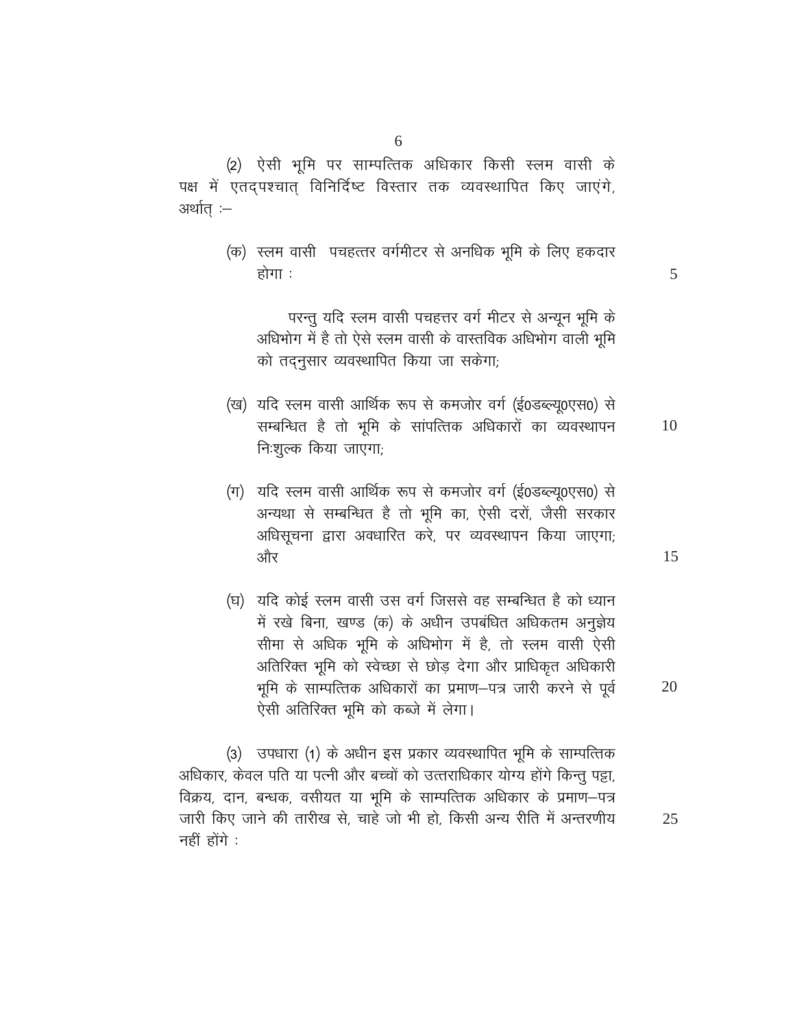(2) ऐसी भूमि पर साम्पत्तिक अधिकार किसी स्लम वासी के पक्ष में एतद्पश्चात् विनिर्दिष्ट विस्तार तक व्यवस्थापित किए जाएंगे, अर्थात् :–

(क) स्लम वासी पचहत्तर वर्गमीटर से अनधिक भूमि के लिए हकदार होगा :

परन्तु यदि स्लम वासी पचहत्तर वर्ग मीटर से अन्यून भूमि के अधिभोग में है तो ऐसे स्लम वासी के वास्तविक अधिभोग वाली भूमि को तद्नुसार व्यवस्थापित किया जा सकेगा;

(ख) यदि स्लम वासी आर्थिक रूप से कमजोर वर्ग (ई0डब्ल्यू0एस0) से सम्बन्धित है तो भूमि के सांपत्तिक अधिकारों का व्यवस्थापन निःशुल्क किया जाएगा;

(ग) यदि स्लम वासी आर्थिक रूप से कमजोर वर्ग (ई0डब्ल्यू0एस0) से अन्यथा से सम्बन्धित है तो भूमि का, ऐसी दरों, जैसी सरकार अधिसूचना द्वारा अवधारित करे, पर व्यवस्थापन किया जाएगा; और

(घ) यदि कोई स्लम वासी उस वर्ग जिससे वह सम्बन्धित है को ध्यान में रखे बिना, खण्ड (क) के अधीन उपबंधित अधिकतम अनुज्ञेय सीमा से अधिक भूमि के अधिभोग में है, तो स्लम वासी ऐसी अतिरिक्त भूमि को स्वेच्छा से छोड़ देगा और प्राधिकृत अधिकारी भूमि के साम्पत्तिक अधिकारों का प्रमाण–पत्र जारी करने से पूर्व ऐसी अतिरिक्त भूमि को कब्जे में लेगा।

(3) उपधारा (1) के अधीन इस प्रकार व्यवस्थापित भूमि के साम्पत्तिक अधिकार, केवल पति या पत्नी और बच्चों को उत्तराधिकार योग्य होंगे किन्तु पट्टा, विक्रय, दान, बन्धक, वसीयत या भूमि के साम्पत्तिक अधिकार के प्रमाण–पत्र जारी किए जाने की तारीख से, चाहे जो भी हो, किसी अन्य रीति में अन्तरणीय नहीं होंगे :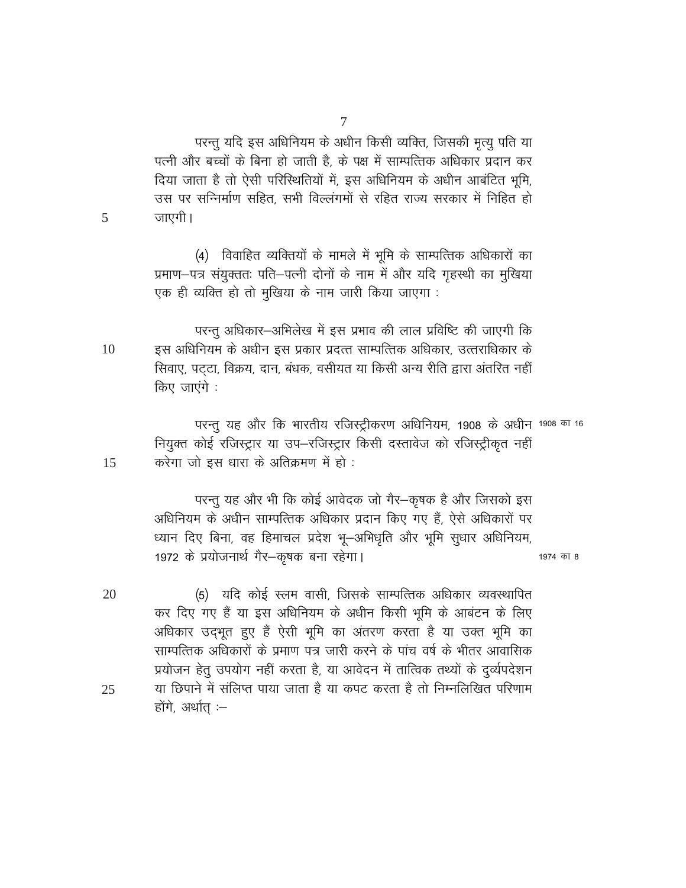परन्तु यदि इस अधिनियम के अधीन किसी व्यक्ति, जिसकी मृत्यु पति या पत्नी और बच्चों के बिना हो जाती है, के पक्ष में साम्पत्तिक अधिकार प्रदान कर दिया जाता है तो ऐसी परिस्थितियों में, इस अधिनियम के अधीन आबंटित भूमि, उस पर सन्निर्माण सहित, सभी विल्लंगमों से रहित राज्य सरकार में निहित हो जाएगी।

(4) विवाहित व्यक्तियों के मामले में भूमि के साम्पत्तिक अधिकारों का प्रमाण–पत्र संयुक्ततः पति–पत्नी दोनों के नाम में और यदि गृहस्थी का मुखिया एक ही व्यक्ति हो तो मुखिया के नाम जारी किया जाएगा :

परन्तु अधिकार–अभिलेख में इस प्रभाव की लाल प्रविष्टि की जाएगी कि इस अधिनियम के अधीन इस प्रकार प्रदत्त साम्पत्तिक अधिकार, उत्तराधिकार के सिवाए, पट्टा, विक्रय, दान, बंधक, वसीयत या किसी अन्य रीति द्वारा अंतरित नहीं किए जाएंगे :

परन्तु यह और कि भारतीय रजिस्ट्रीकरण अधिनियम, 1908 के अधीन नियुक्त कोई रजिस्ट्रार या उप–रजिस्ट्रार किसी दस्तावेज को रजिस्ट्रीकृत नहीं करेगा जो इस धारा के अतिक्रमण में हो : 1908 का 16

परन्तु यह और भी कि कोई आवेदक जो गैर–कृषक है और जिसको इस अधिनियम के अधीन साम्पत्तिक अधिकार प्रदान किए गए हैं, ऐसे अधिकारों पर ध्यान दिए बिना, वह हिमाचल प्रदेश भू–अभिधृति और भूमि सुधार अधिनियम, 1972 के प्रयोजनार्थ गैर–कृषक बना रहेगा। 1974 का 8

(5) यदि कोई स्लम वासी, जिसके साम्पत्तिक अधिकार व्यवस्थापित कर दिए गए हैं या इस अधिनियम के अधीन किसी भूमि के आबंटन के लिए अधिकार उद्भूत हुए हैं ऐसी भूमि का अंतरण करता है या उक्त भूमि का साम्पत्तिक अधिकारों के प्रमाण पत्र जारी करने के पांच वर्ष के भीतर आवासिक प्रयोजन हेतु उपयोग नहीं करता है, या आवेदन में तात्विक तथ्यों के दुर्व्यपदेशन या छिपाने में संलिप्त पाया जाता है या कपट करता है तो निम्नलिखित परिणाम होंगे, अर्थात् :–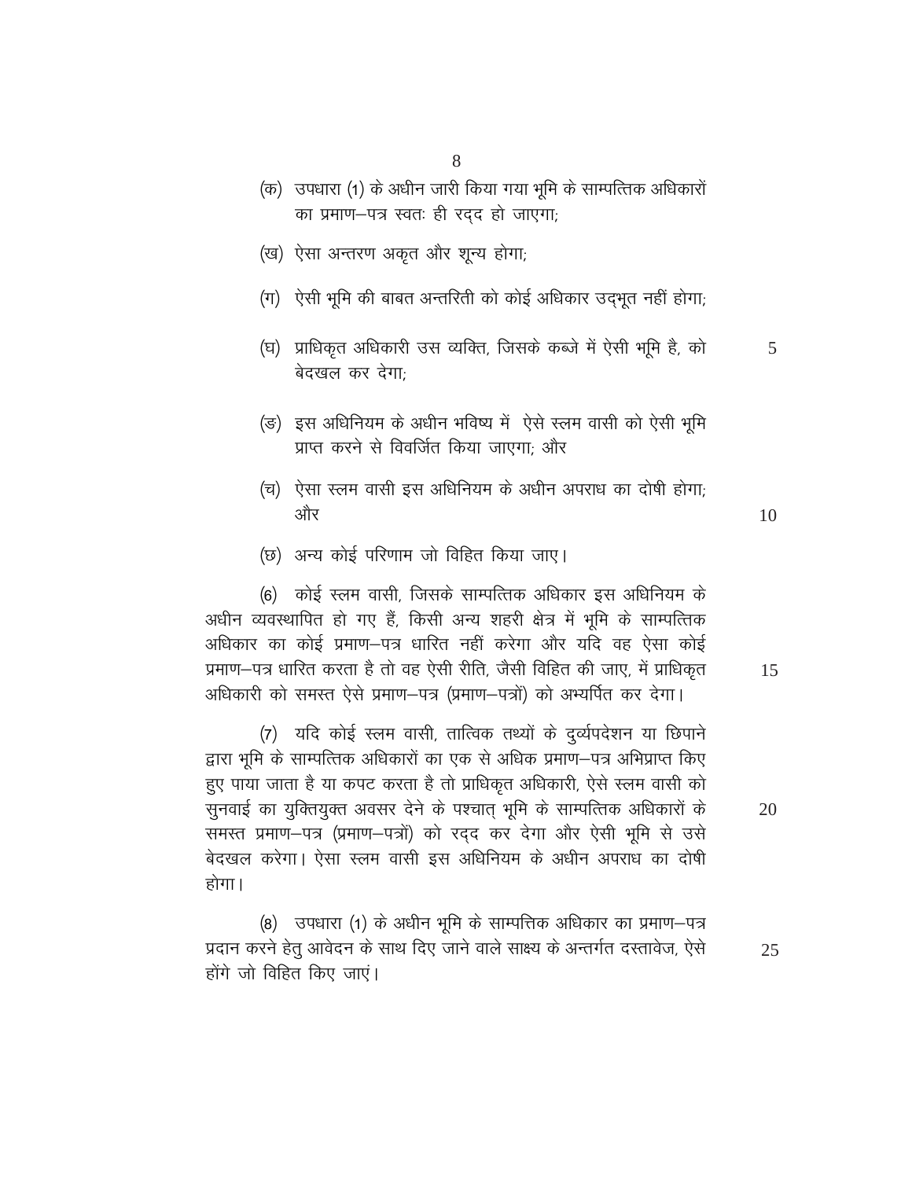(क) उपधारा (1) के अधीन जारी किया गया भूमि के साम्पत्तिक अधिकारों का प्रमाण–पत्र स्वतः ही रद्द हो जाएगा;

(ख) ऐसा अन्तरण अकृत और शून्य होगा;

(ग) ऐसी भूमि की बाबत अन्तरिती को कोई अधिकार उद्‌भूत नहीं होगा;

(घ) प्राधिकृत अधिकारी उस व्यक्ति, जिसके कब्जे में ऐसी भूमि है, को बेदखल कर देगा;

(ङ) इस अधिनियम के अधीन भविष्य में ऐसे स्लम वासी को ऐसी भूमि प्राप्त करने से विवर्जित किया जाएगा; और

(च) ऐसा स्लम वासी इस अधिनियम के अधीन अपराध का दोषी होगा; और

(छ) अन्य कोई परिणाम जो विहित किया जाए।

(6) कोई स्लम वासी, जिसके साम्पत्तिक अधिकार इस अधिनियम के अधीन व्यवस्थापित हो गए हैं, किसी अन्य शहरी क्षेत्र में भूमि के साम्पत्तिक अधिकार का कोई प्रमाण–पत्र धारित नहीं करेगा और यदि वह ऐसा कोई प्रमाण–पत्र धारित करता है तो वह ऐसी रीति, जैसी विहित की जाए, में प्राधिकृत अधिकारी को समस्त ऐसे प्रमाण–पत्र (प्रमाण–पत्रों) को अभ्यर्पित कर देगा।

(7) यदि कोई स्लम वासी, तात्विक तथ्यों के दुर्व्यपदेशन या छिपाने द्वारा भूमि के साम्पत्तिक अधिकारों का एक से अधिक प्रमाण–पत्र अभिप्राप्त किए हुए पाया जाता है या कपट करता है तो प्राधिकृत अधिकारी, ऐसे स्लम वासी को सुनवाई का युक्तियुक्त अवसर देने के पश्चात् भूमि के साम्पत्तिक अधिकारों के समस्त प्रमाण–पत्र (प्रमाण–पत्रों) को रद्द कर देगा और ऐसी भूमि से उसे बेदखल करेगा। ऐसा स्लम वासी इस अधिनियम के अधीन अपराध का दोषी होगा।

(8) उपधारा (1) के अधीन भूमि के साम्पत्तिक अधिकार का प्रमाण–पत्र प्रदान करने हेतु आवेदन के साथ दिए जाने वाले साक्ष्य के अन्तर्गत दस्तावेज, ऐसे होंगे जो विहित किए जाएं।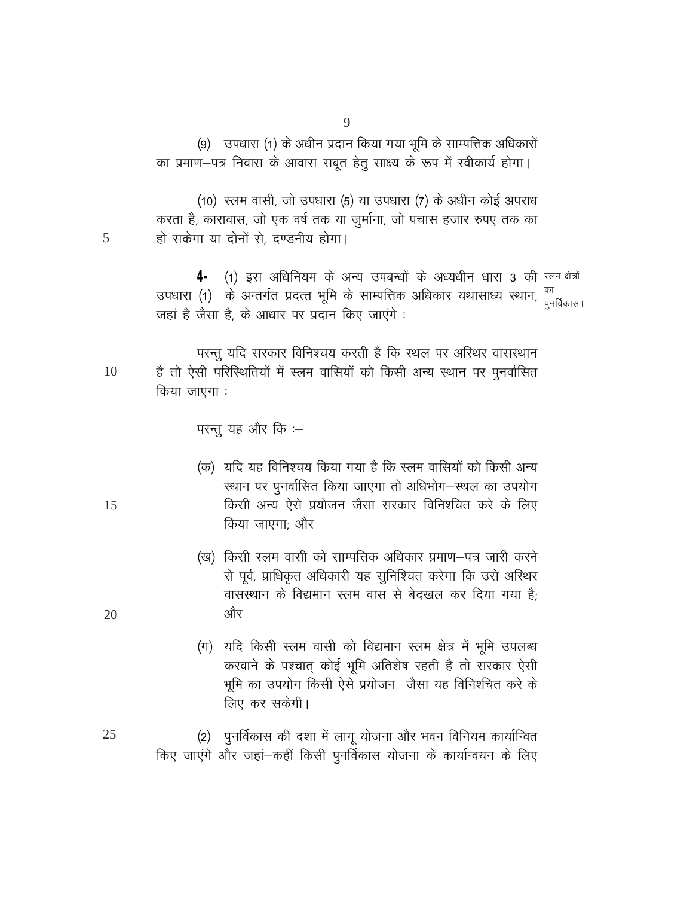(9) उपधारा (1) के अधीन प्रदान किया गया भूमि के साम्पत्तिक अधिकारों का प्रमाण–पत्र निवास के आवास सबूत हेतु साक्ष्य के रूप में स्वीकार्य होगा।

(10) स्लम वासी, जो उपधारा (5) या उपधारा (7) के अधीन कोई अपराध करता है, कारावास, जो एक वर्ष तक या जुर्माना, जो पचास हजार रुपए तक का हो सकेगा या दोनों से, दण्डनीय होगा।

**4.** (1) इस अधिनियम के अन्य उपबन्धों के अध्यधीन धारा 3 की उपधारा (1) के अन्तर्गत प्रदत्त भूमि के साम्पत्तिक अधिकार यथासाध्य स्थान, जहां है जैसा है, के आधार पर प्रदान किए जाएंगे :

स्लम क्षेत्रों का पुनर्विकास।

परन्तु यदि सरकार विनिश्चय करती है कि स्थल पर अस्थिर वासस्थान है तो ऐसी परिस्थितियों में स्लम वासियों को किसी अन्य स्थान पर पुनर्वासित किया जाएगा :

परन्तु यह और कि :–

(क) यदि यह विनिश्चय किया गया है कि स्लम वासियों को किसी अन्य स्थान पर पुनर्वासित किया जाएगा तो अधिभोग–स्थल का उपयोग किसी अन्य ऐसे प्रयोजन जैसा सरकार विनिशचित करे के लिए किया जाएगा; और

(ख) किसी स्लम वासी को साम्पत्तिक अधिकार प्रमाण–पत्र जारी करने से पूर्व, प्राधिकृत अधिकारी यह सुनिश्चित करेगा कि उसे अस्थिर वासस्थान के विद्यमान स्लम वास से बेदखल कर दिया गया है; और

(ग) यदि किसी स्लम वासी को विद्यमान स्लम क्षेत्र में भूमि उपलब्ध करवाने के पश्चात् कोई भूमि अतिशेष रहती है तो सरकार ऐसी भूमि का उपयोग किसी ऐसे प्रयोजन जैसा यह विनिशचित करे के लिए कर सकेगी।

(2) पुनर्विकास की दशा में लागू योजना और भवन विनियम कार्यान्वित किए जाएंगे और जहां–कहीं किसी पुनर्विकास योजना के कार्यान्वयन के लिए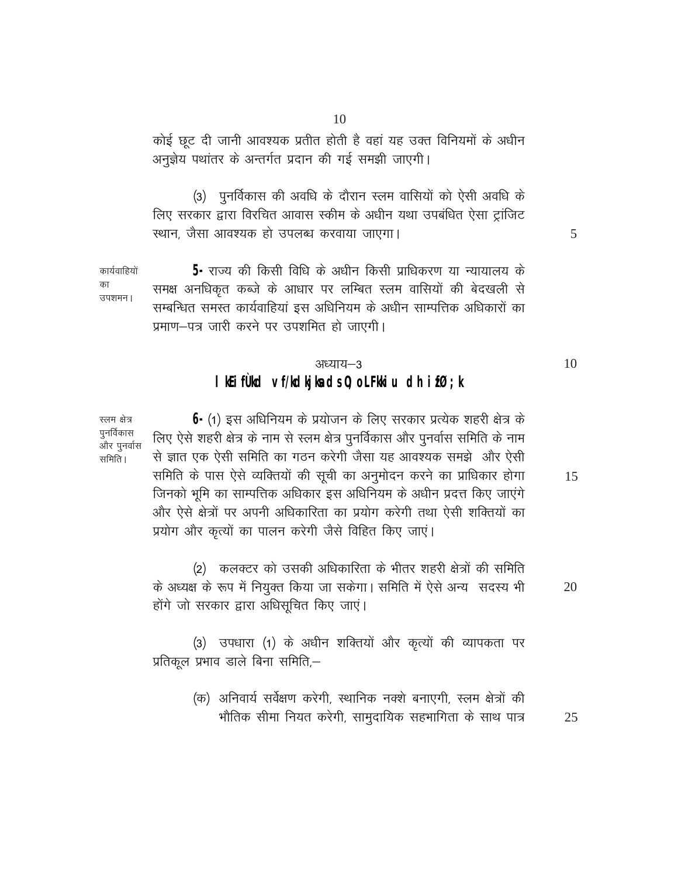कोई छूट दी जानी आवश्यक प्रतीत होती है वहां यह उक्त विनियमों के अधीन अनुज्ञेय पथांतर के अन्तर्गत प्रदान की गई समझी जाएगी।

(3) पुनर्विकास की अवधि के दौरान स्लम वासियों को ऐसी अवधि के लिए सरकार द्वारा विरचित आवास स्कीम के अधीन यथा उपबंधित ऐसा ट्रांजिट स्थान, जैसा आवश्यक हो उपलब्ध करवाया जाएगा।

*कार्यवाहियों का उपशमन।*

**5.** राज्य की किसी विधि के अधीन किसी प्राधिकरण या न्यायालय के समक्ष अनधिकृत कब्जे के आधार पर लम्बित स्लम वासियों की बेदखली से सम्बन्धित समस्त कार्यवाहियां इस अधिनियम के अधीन साम्पत्तिक अधिकारों का प्रमाण–पत्र जारी करने पर उपशमित हो जाएगी।

## अध्याय–3

## साम्पत्तिक अधिकारों के व्यवस्थापन की प्रक्रिया

*स्लम क्षेत्र पुनर्विकास और पुनर्वास समिति।*

**6.** (1) इस अधिनियम के प्रयोजन के लिए सरकार प्रत्येक शहरी क्षेत्र के लिए ऐसे शहरी क्षेत्र के नाम से स्लम क्षेत्र पुनर्विकास और पुनर्वास समिति के नाम से ज्ञात एक ऐसी समिति का गठन करेगी जैसा यह आवश्यक समझे और ऐसी समिति के पास ऐसे व्यक्तियों की सूची का अनुमोदन करने का प्राधिकार होगा जिनको भूमि का साम्पत्तिक अधिकार इस अधिनियम के अधीन प्रदत्त किए जाएंगे और ऐसे क्षेत्रों पर अपनी अधिकारिता का प्रयोग करेगी तथा ऐसी शक्तियों का प्रयोग और कृत्यों का पालन करेगी जैसे विहित किए जाएं।

(2) कलक्टर को उसकी अधिकारिता के भीतर शहरी क्षेत्रों की समिति के अध्यक्ष के रूप में नियुक्त किया जा सकेगा। समिति में ऐसे अन्य सदस्य भी होंगे जो सरकार द्वारा अधिसूचित किए जाएं।

(3) उपधारा (1) के अधीन शक्तियों और कृत्यों की व्यापकता पर प्रतिकूल प्रभाव डाले बिना समिति,–

(क) अनिवार्य सर्वेक्षण करेगी, स्थानिक नक्शे बनाएगी, स्लम क्षेत्रों की भौतिक सीमा नियत करेगी, सामुदायिक सहभागिता के साथ पात्र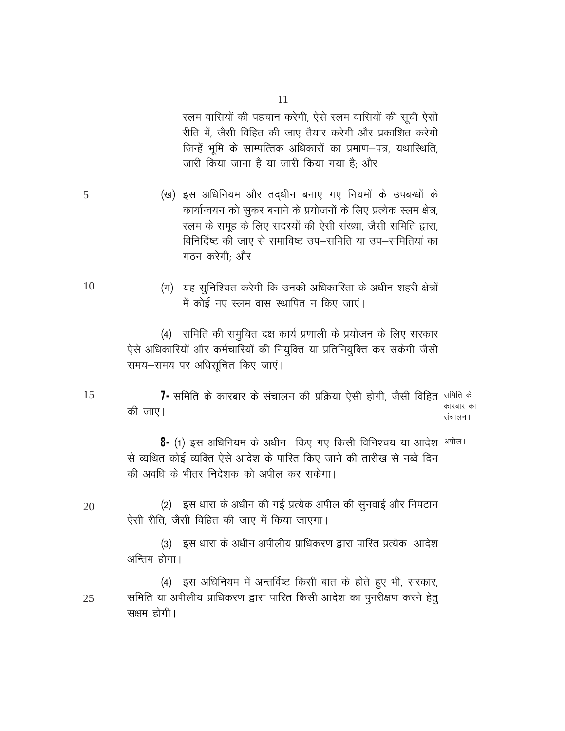स्लम वासियों की पहचान करेगी, ऐसे स्लम वासियों की सूची ऐसी रीति में, जैसी विहित की जाए तैयार करेगी और प्रकाशित करेगी जिन्हें भूमि के साम्पत्तिक अधिकारों का प्रमाण–पत्र, यथास्थिति, जारी किया जाना है या जारी किया गया है; और

(ख) इस अधिनियम और तद्धीन बनाए गए नियमों के उपबन्धों के कार्यान्वयन को सुकर बनाने के प्रयोजनों के लिए प्रत्येक स्लम क्षेत्र, स्लम के समूह के लिए सदस्यों की ऐसी संख्या, जैसी समिति द्वारा, विनिर्दिष्ट की जाए से समाविष्ट उप–समिति या उप–समितियां का गठन करेगी; और

(ग) यह सुनिश्चित करेगी कि उनकी अधिकारिता के अधीन शहरी क्षेत्रों में कोई नए स्लम वास स्थापित न किए जाएं।

(4) समिति की समुचित दक्ष कार्य प्रणाली के प्रयोजन के लिए सरकार ऐसे अधिकारियों और कर्मचारियों की नियुक्ति या प्रतिनियुक्ति कर सकेगी जैसी समय–समय पर अधिसूचित किए जाएं।

**समिति के कारबार का संचालन।**

**7.** समिति के कारबार के संचालन की प्रक्रिया ऐसी होगी, जैसी विहित की जाए।

**अपील।**

**8.** (1) इस अधिनियम के अधीन किए गए किसी विनिश्चय या आदेश से व्यथित कोई व्यक्ति ऐसे आदेश के पारित किए जाने की तारीख से नब्बे दिन की अवधि के भीतर निदेशक को अपील कर सकेगा।

(2) इस धारा के अधीन की गई प्रत्येक अपील की सुनवाई और निपटान ऐसी रीति, जैसी विहित की जाए में किया जाएगा।

(3) इस धारा के अधीन अपीलीय प्राधिकरण द्वारा पारित प्रत्येक आदेश अन्तिम होगा।

(4) इस अधिनियम में अन्तर्विष्ट किसी बात के होते हुए भी, सरकार, समिति या अपीलीय प्राधिकरण द्वारा पारित किसी आदेश का पुनरीक्षण करने हेतु सक्षम होगी।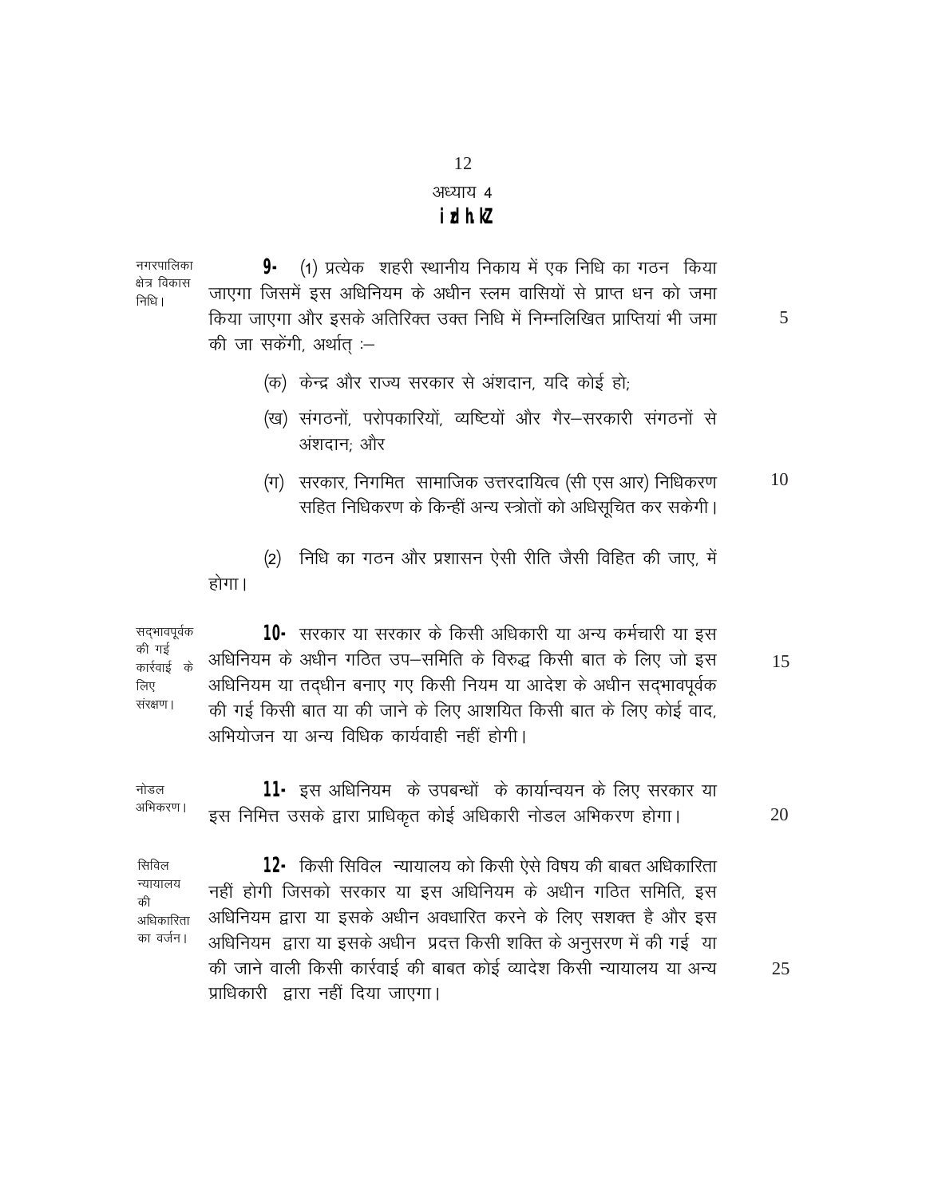## अध्याय 4

## प्रकीर्ण

**नगरपालिका क्षेत्र विकास निधि।**

**9.** (1) प्रत्येक शहरी स्थानीय निकाय में एक निधि का गठन किया जाएगा जिसमें इस अधिनियम के अधीन स्लम वासियों से प्राप्त धन को जमा किया जाएगा और इसके अतिरिक्त उक्त निधि में निम्नलिखित प्राप्तियां भी जमा की जा सकेंगी, अर्थात् :–

(क) केन्द्र और राज्य सरकार से अंशदान, यदि कोई हो;

(ख) संगठनों, परोपकारियों, व्यष्टियों और गैर–सरकारी संगठनों से अंशदान; और

(ग) सरकार, निगमित सामाजिक उत्तरदायित्व (सी एस आर) निधिकरण सहित निधिकरण के किन्हीं अन्य स्त्रोतों को अधिसूचित कर सकेगी।

(2) निधि का गठन और प्रशासन ऐसी रीति जैसी विहित की जाए, में होगा।

**सद्भावपूर्वक की गई कार्रवाई के लिए संरक्षण।**

**10.** सरकार या सरकार के किसी अधिकारी या अन्य कर्मचारी या इस अधिनियम के अधीन गठित उप–समिति के विरुद्ध किसी बात के लिए जो इस अधिनियम या तद्धीन बनाए गए किसी नियम या आदेश के अधीन सद्भावपूर्वक की गई किसी बात या की जाने के लिए आशयित किसी बात के लिए कोई वाद, अभियोजन या अन्य विधिक कार्यवाही नहीं होगी।

**नोडल अभिकरण।**

**11.** इस अधिनियम के उपबन्धों के कार्यान्वयन के लिए सरकार या इस निमित्त उसके द्वारा प्राधिकृत कोई अधिकारी नोडल अभिकरण होगा।

**सिविल न्यायालय की अधिकारिता का वर्जन।**

**12.** किसी सिविल न्यायालय को किसी ऐसे विषय की बाबत अधिकारिता नहीं होगी जिसको सरकार या इस अधिनियम के अधीन गठित समिति, इस अधिनियम द्वारा या इसके अधीन अवधारित करने के लिए सशक्त है और इस अधिनियम द्वारा या इसके अधीन प्रदत्त किसी शक्ति के अनुसरण में की गई या की जाने वाली किसी कार्रवाई की बाबत कोई व्यादेश किसी न्यायालय या अन्य प्राधिकारी द्वारा नहीं दिया जाएगा।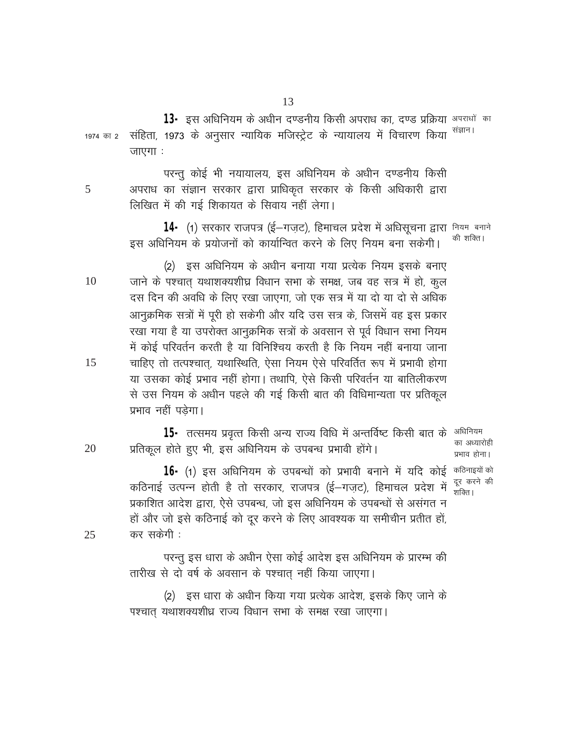**13.** इस अधिनियम के अधीन दण्डनीय किसी अपराध का, दण्ड प्रक्रिया संहिता, 1973 के अनुसार न्यायिक मजिस्ट्रेट के न्यायालय में विचारण किया जाएगा : *(अपराधों का संज्ञान।)* *(1974 का 2)*

परन्तु कोई भी नयायालय, इस अधिनियम के अधीन दण्डनीय किसी अपराध का संज्ञान सरकार द्वारा प्राधिकृत सरकार के किसी अधिकारी द्वारा लिखित में की गई शिकायत के सिवाय नहीं लेगा।

**14.** (1) सरकार राजपत्र (ई–गज़ट), हिमाचल प्रदेश में अधिसूचना द्वारा इस अधिनियम के प्रयोजनों को कार्यान्वित करने के लिए नियम बना सकेगी। *(नियम बनाने की शक्ति।)*

(2) इस अधिनियम के अधीन बनाया गया प्रत्येक नियम इसके बनाए जाने के पश्चात् यथाशक्यशीघ्र विधान सभा के समक्ष, जब वह सत्र में हो, कुल दस दिन की अवधि के लिए रखा जाएगा, जो एक सत्र में या दो या दो से अधिक आनुक्रमिक सत्रों में पूरी हो सकेगी और यदि उस सत्र के, जिसमें वह इस प्रकार रखा गया है या उपरोक्त आनुक्रमिक सत्रों के अवसान से पूर्व विधान सभा नियम में कोई परिवर्तन करती है या विनिश्चिय करती है कि नियम नहीं बनाया जाना चाहिए तो तत्पश्चात्, यथास्थिति, ऐसा नियम ऐसे परिवर्तित रूप में प्रभावी होगा या उसका कोई प्रभाव नहीं होगा। तथापि, ऐसे किसी परिवर्तन या बातिलीकरण से उस नियम के अधीन पहले की गई किसी बात की विधिमान्यता पर प्रतिकूल प्रभाव नहीं पड़ेगा।

**15.** तत्समय प्रवृत्त किसी अन्य राज्य विधि में अन्तर्विष्ट किसी बात के प्रतिकूल होते हुए भी, इस अधिनियम के उपबन्ध प्रभावी होंगे। *(अधिनियम का अध्यारोही प्रभाव होना।)*

**16.** (1) इस अधिनियम के उपबन्धों को प्रभावी बनाने में यदि कोई कठिनाई उत्पन्न होती है तो सरकार, राजपत्र (ई–गज़ट), हिमाचल प्रदेश में प्रकाशित आदेश द्वारा, ऐसे उपबन्ध, जो इस अधिनियम के उपबन्धों से असंगत न हों और जो इसे कठिनाई को दूर करने के लिए आवश्यक या समीचीन प्रतीत हों, कर सकेगी : *(कठिनाइयों को दूर करने की शक्ति।)*

परन्तु इस धारा के अधीन ऐसा कोई आदेश इस अधिनियम के प्रारम्भ की तारीख से दो वर्ष के अवसान के पश्चात् नहीं किया जाएगा।

(2) इस धारा के अधीन किया गया प्रत्येक आदेश, इसके किए जाने के पश्चात् यथाशक्यशीघ्र राज्य विधान सभा के समक्ष रखा जाएगा।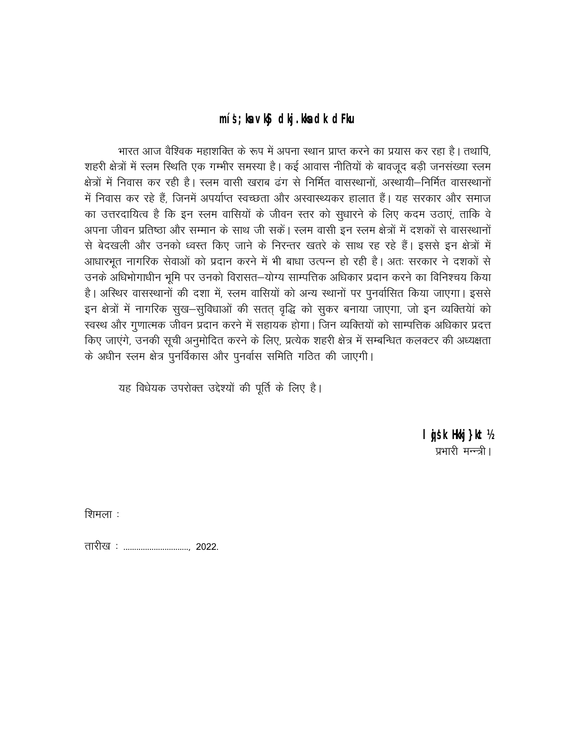**mís;ksa vkSj dkj.kksa dk dFku**

भारत आज वैश्विक महाशक्ति के रूप में अपना स्थान प्राप्त करने का प्रयास कर रहा है। तथापि, शहरी क्षेत्रों में स्लम स्थिति एक गम्भीर समस्या है। कई आवास नीतियों के बावजूद बड़ी जनसंख्या स्लम क्षेत्रों में निवास कर रही है। स्लम वासी खराब ढंग से निर्मित वासस्थानों, अस्थायी–निर्मित वासस्थानों में निवास कर रहे हैं, जिनमें अपर्याप्त स्वच्छता और अस्वास्थ्यकर हालात हैं। यह सरकार और समाज का उत्तरदायित्व है कि इन स्लम वासियों के जीवन स्तर को सुधारने के लिए कदम उठाएं, ताकि वे अपना जीवन प्रतिष्ठा और सम्मान के साथ जी सकें। स्लम वासी इन स्लम क्षेत्रों में दशकों से वासस्थानों से बेदखली और उनको ध्वस्त किए जाने के निरन्तर खतरे के साथ रह रहे हैं। इससे इन क्षेत्रों में आधारभूत नागरिक सेवाओं को प्रदान करने में भी बाधा उत्पन्न हो रही है। अतः सरकार ने दशकों से उनके अधिभोगाधीन भूमि पर उनको विरासत–योग्य साम्पत्तिक अधिकार प्रदान करने का विनिश्चय किया है। अस्थिर वासस्थानों की दशा में, स्लम वासियों को अन्य स्थानों पर पुनर्वासित किया जाएगा। इससे इन क्षेत्रों में नागरिक सुख–सुविधाओं की सतत् वृद्धि को सुकर बनाया जाएगा, जो इन व्यक्तियें को स्वस्थ और गुणात्मक जीवन प्रदान करने में सहायक होगा। जिन व्यक्तियों को साम्पत्तिक अधिकार प्रदत्त किए जाएंगे, उनकी सूची अनुमोदित करने के लिए, प्रत्येक शहरी क्षेत्र में सम्बन्धित कलक्टर की अध्यक्षता के अधीन स्लम क्षेत्र पुनर्विकास और पुनर्वास समिति गठित की जाएगी।

यह विधेयक उपरोक्त उद्देश्यों की पूर्ति के लिए है।

**lqjs'k Hkkj}kt ½**
प्रभारी मन्त्री।

शिमला :

तारीख : ..............................., 2022.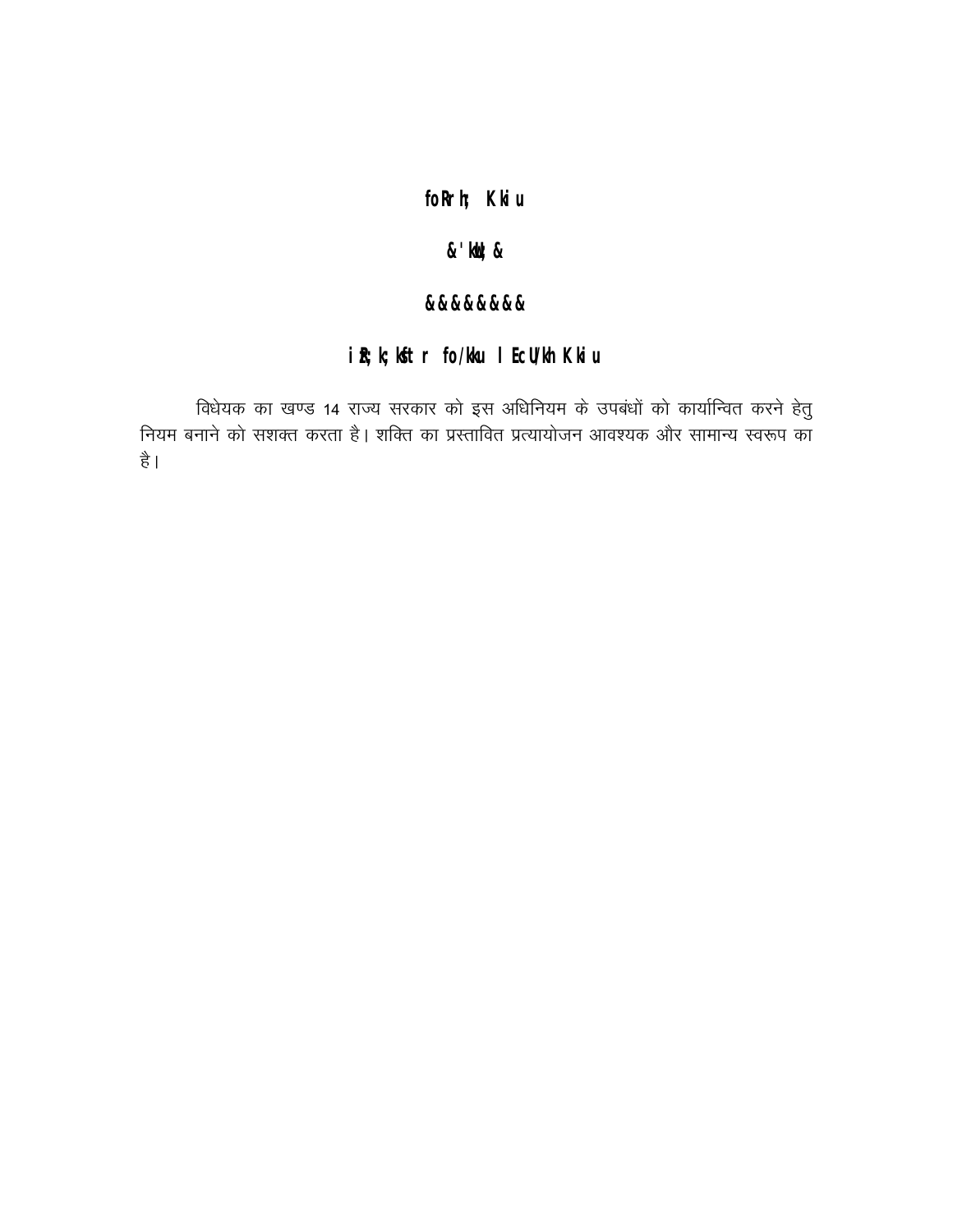## वित्तीय ज्ञापन

-शून्य-

--------

## प्रत्यायोजित विधान सम्बन्धी ज्ञापन

विधेयक का खण्ड 14 राज्य सरकार को इस अधिनियम के उपबंधों को कार्यान्वित करने हेतु नियम बनाने को सशक्त करता है। शक्ति का प्रस्तावित प्रत्यायोजन आवश्यक और सामान्य स्वरूप का है।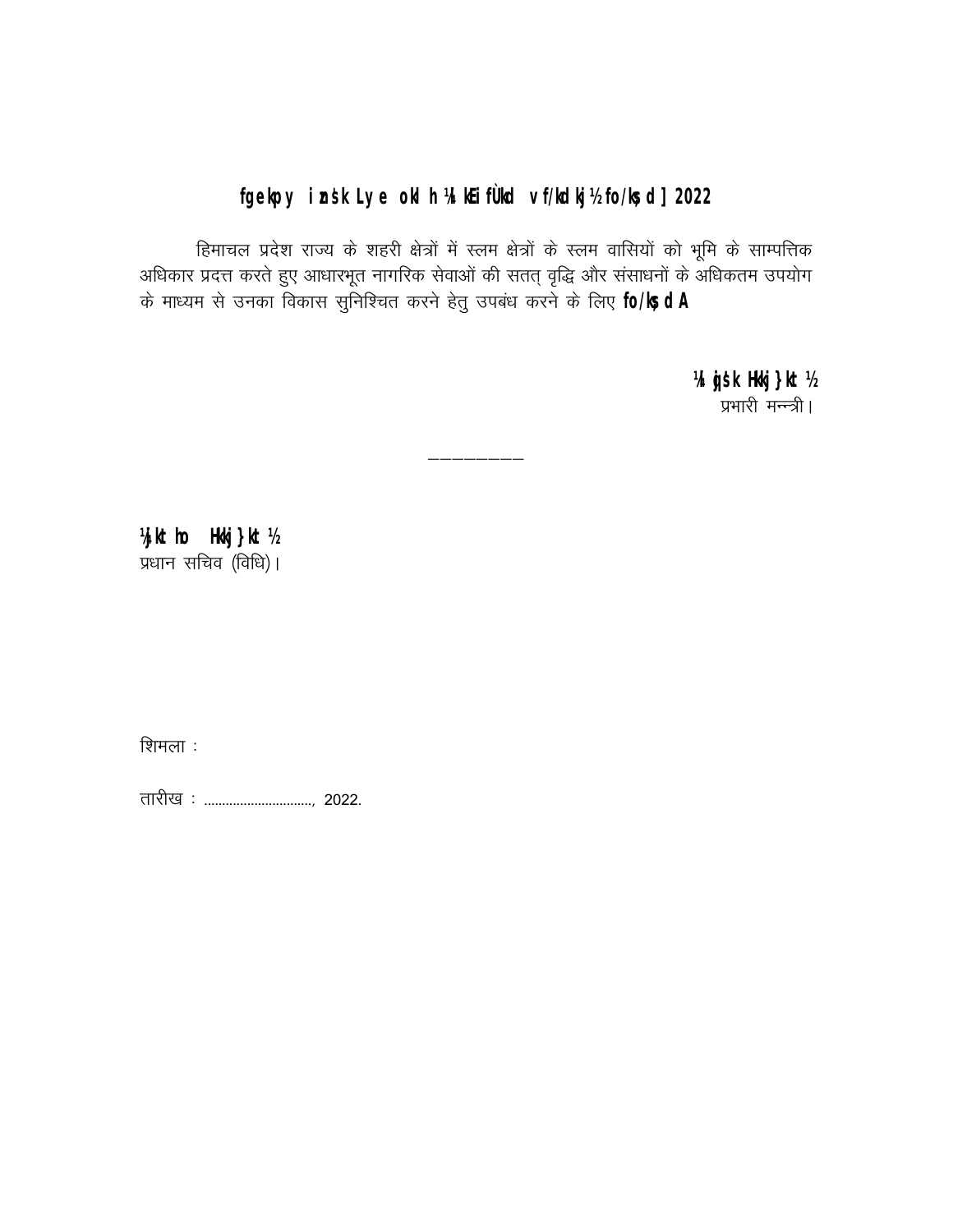## fgekpy izns'k Lye oklh ¼lkEifÙkd vf/kdkj½ fo/ks;d] 2022

हिमाचल प्रदेश राज्य के शहरी क्षेत्रों में स्लम क्षेत्रों के स्लम वासियों को भूमि के साम्पत्तिक अधिकार प्रदत्त करते हुए आधारभूत नागरिक सेवाओं की सतत् वृद्धि और संसाधनों के अधिकतम उपयोग के माध्यम से उनका विकास सुनिश्चित करने हेतु उपबंध करने के लिए **fo/ks;dA**

**¼lqjs'k Hkkj}kt½**
प्रभारी मन्त्री।

---

**¼jktho Hkkj}kt½**
प्रधान सचिव (विधि)।

शिमला :

तारीख : .............................., 2022.